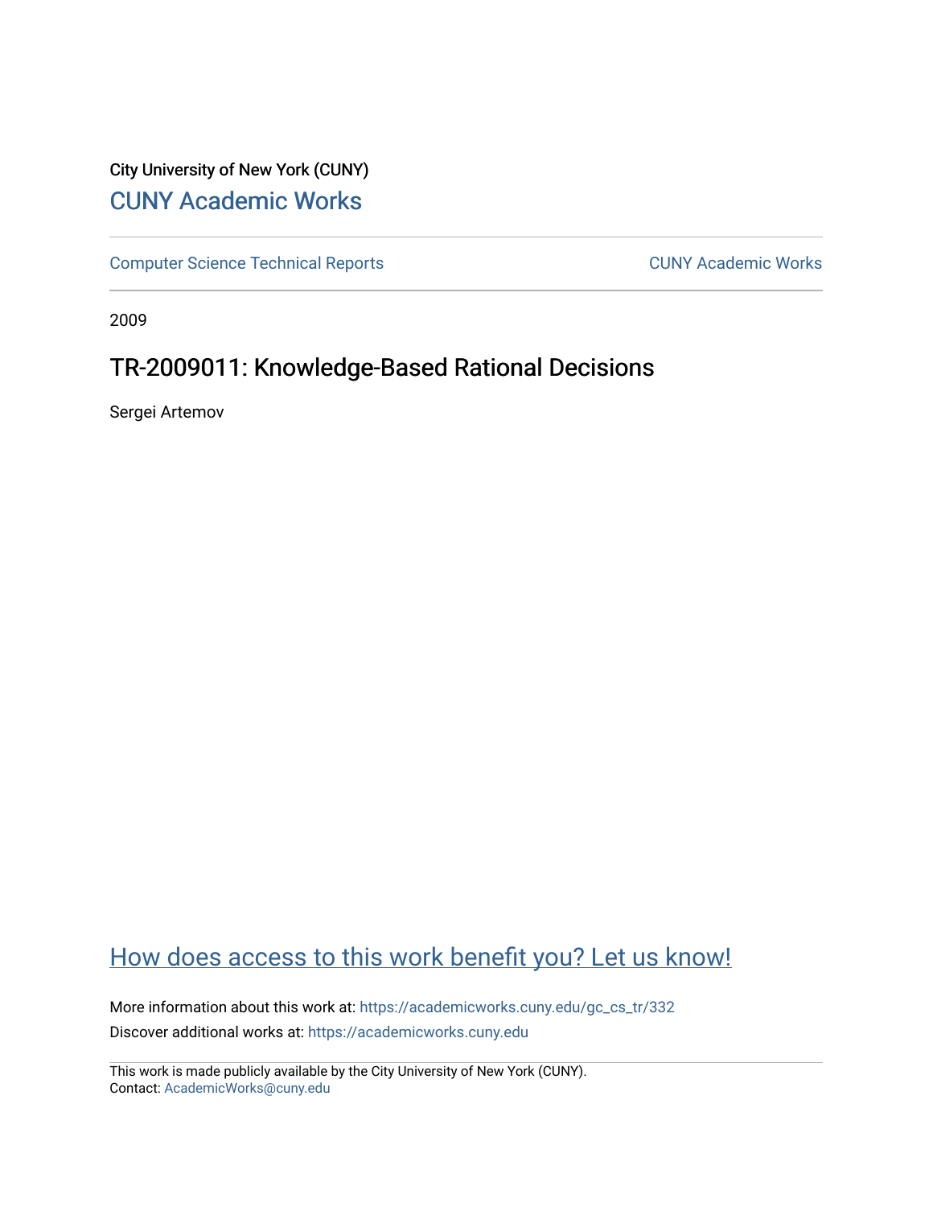City University of New York (CUNY)

# CUNY Academic Works

Computer Science Technical Reports | CUNY Academic Works

2009

## TR-2009011: Knowledge-Based Rational Decisions

Sergei Artemov

How does access to this work benefit you? Let us know!

More information about this work at: https://academicworks.cuny.edu/gc_cs_tr/332

Discover additional works at: https://academicworks.cuny.edu

This work is made publicly available by the City University of New York (CUNY).
Contact: AcademicWorks@cuny.edu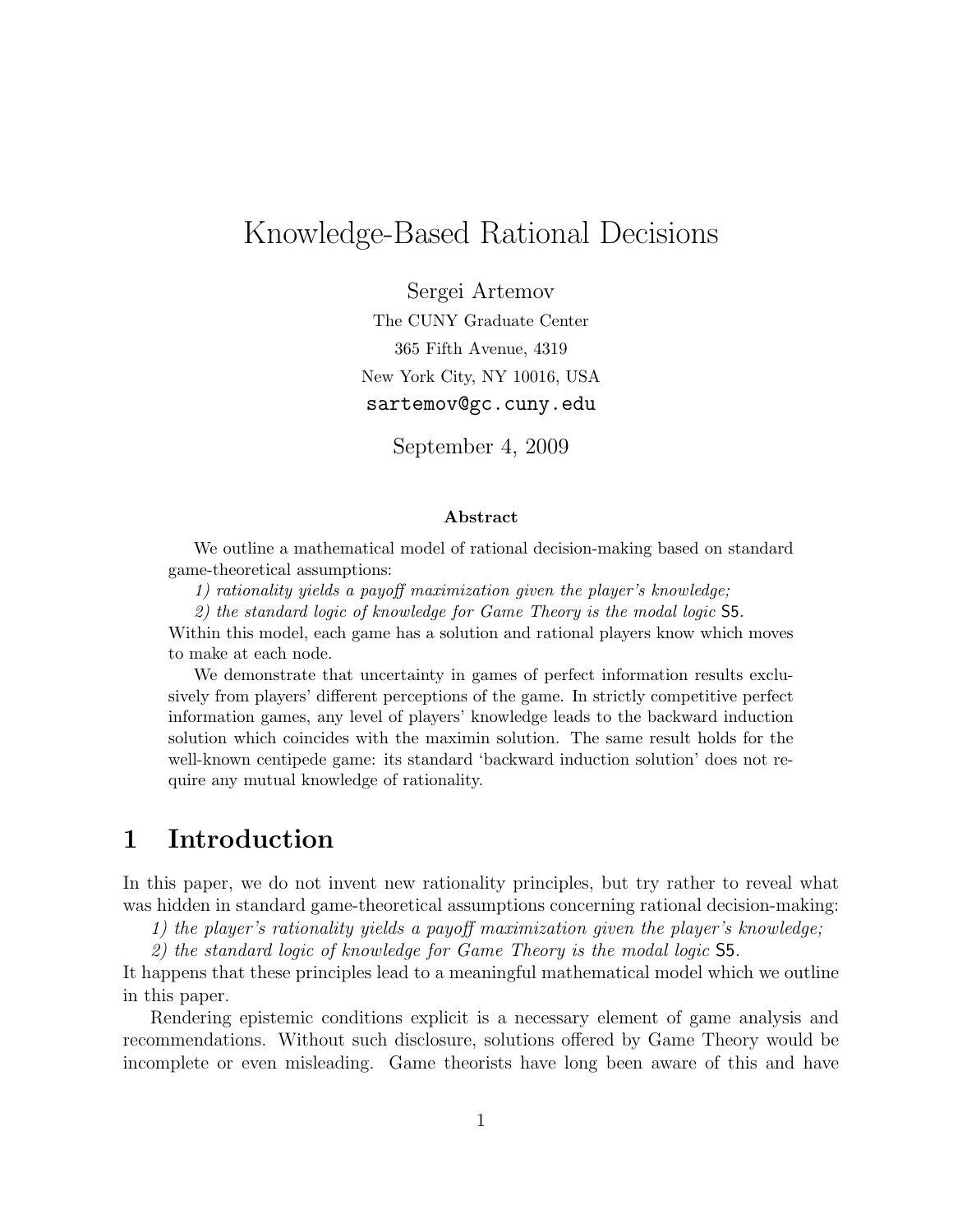# Knowledge-Based Rational Decisions

Sergei Artemov

The CUNY Graduate Center

365 Fifth Avenue, 4319

New York City, NY 10016, USA

sartemov@gc.cuny.edu

September 4, 2009

### Abstract

We outline a mathematical model of rational decision-making based on standard game-theoretical assumptions:

*1) rationality yields a payoff maximization given the player's knowledge;*

*2) the standard logic of knowledge for Game Theory is the modal logic* S5.

Within this model, each game has a solution and rational players know which moves to make at each node.

We demonstrate that uncertainty in games of perfect information results exclusively from players' different perceptions of the game. In strictly competitive perfect information games, any level of players' knowledge leads to the backward induction solution which coincides with the maximin solution. The same result holds for the well-known centipede game: its standard 'backward induction solution' does not require any mutual knowledge of rationality.

## 1 Introduction

In this paper, we do not invent new rationality principles, but try rather to reveal what was hidden in standard game-theoretical assumptions concerning rational decision-making:

*1) the player's rationality yields a payoff maximization given the player's knowledge;*

*2) the standard logic of knowledge for Game Theory is the modal logic* S5.

It happens that these principles lead to a meaningful mathematical model which we outline in this paper.

Rendering epistemic conditions explicit is a necessary element of game analysis and recommendations. Without such disclosure, solutions offered by Game Theory would be incomplete or even misleading. Game theorists have long been aware of this and have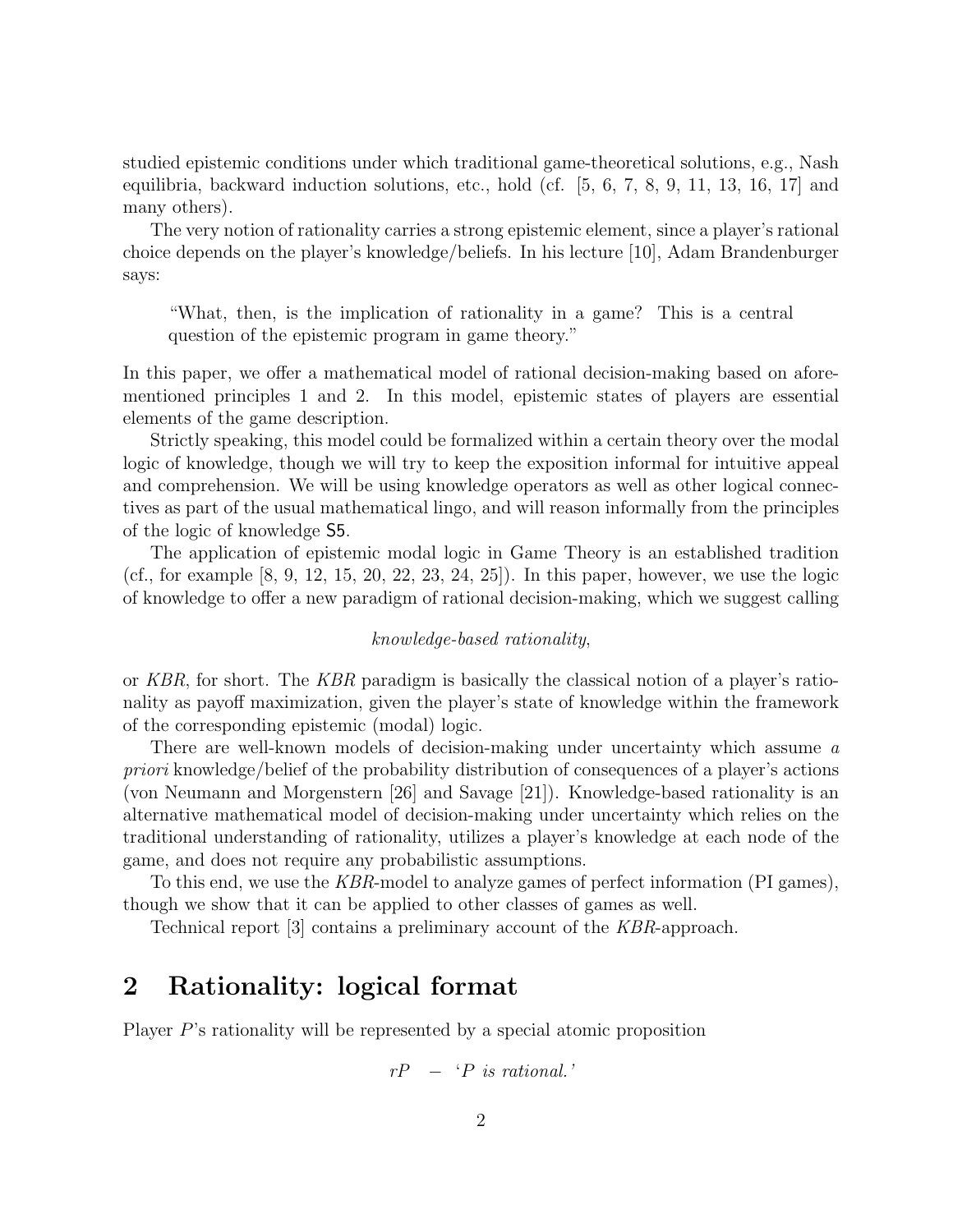studied epistemic conditions under which traditional game-theoretical solutions, e.g., Nash equilibria, backward induction solutions, etc., hold (cf. [5, 6, 7, 8, 9, 11, 13, 16, 17] and many others).

The very notion of rationality carries a strong epistemic element, since a player's rational choice depends on the player's knowledge/beliefs. In his lecture [10], Adam Brandenburger says:

> "What, then, is the implication of rationality in a game? This is a central question of the epistemic program in game theory."

In this paper, we offer a mathematical model of rational decision-making based on aforementioned principles 1 and 2. In this model, epistemic states of players are essential elements of the game description.

Strictly speaking, this model could be formalized within a certain theory over the modal logic of knowledge, though we will try to keep the exposition informal for intuitive appeal and comprehension. We will be using knowledge operators as well as other logical connectives as part of the usual mathematical lingo, and will reason informally from the principles of the logic of knowledge $\mathsf{S5}$.

The application of epistemic modal logic in Game Theory is an established tradition (cf., for example [8, 9, 12, 15, 20, 22, 23, 24, 25]). In this paper, however, we use the logic of knowledge to offer a new paradigm of rational decision-making, which we suggest calling

*knowledge-based rationality*,

or *KBR*, for short. The *KBR* paradigm is basically the classical notion of a player's rationality as payoff maximization, given the player's state of knowledge within the framework of the corresponding epistemic (modal) logic.

There are well-known models of decision-making under uncertainty which assume *a priori* knowledge/belief of the probability distribution of consequences of a player's actions (von Neumann and Morgenstern [26] and Savage [21]). Knowledge-based rationality is an alternative mathematical model of decision-making under uncertainty which relies on the traditional understanding of rationality, utilizes a player's knowledge at each node of the game, and does not require any probabilistic assumptions.

To this end, we use the *KBR*-model to analyze games of perfect information (PI games), though we show that it can be applied to other classes of games as well.

Technical report [3] contains a preliminary account of the *KBR*-approach.

## 2 Rationality: logical format

Player $P$'s rationality will be represented by a special atomic proposition

$$rP \quad - \quad \text{`}P \text{ is rational.'}$$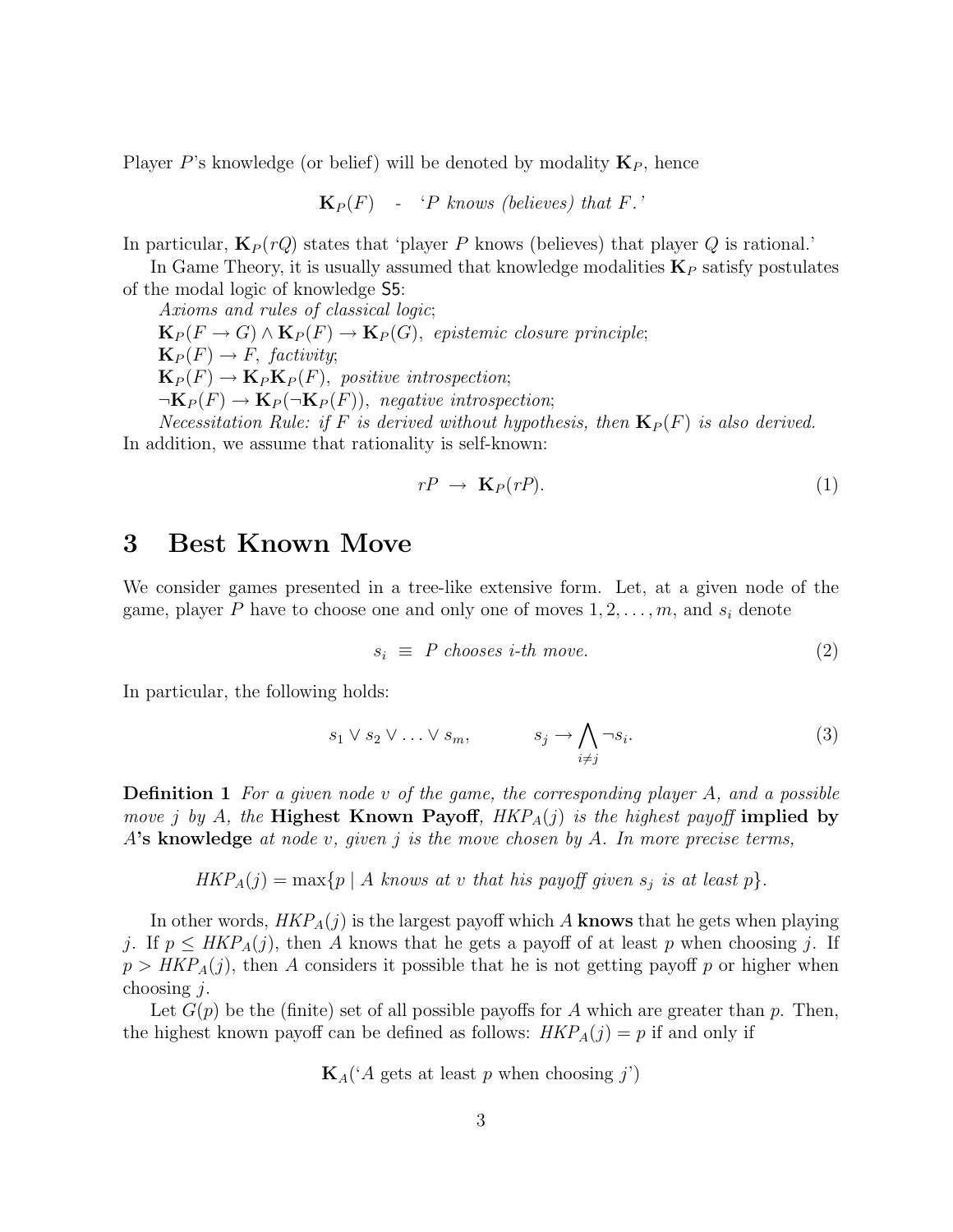Player $P$'s knowledge (or belief) will be denoted by modality $\mathbf{K}_P$, hence

$$\mathbf{K}_P(F) \quad \text{-} \quad \text{`}P \text{ knows (believes) that } F.\text{'}$$

In particular, $\mathbf{K}_P(rQ)$ states that 'player $P$ knows (believes) that player $Q$ is rational.'

In Game Theory, it is usually assumed that knowledge modalities $\mathbf{K}_P$ satisfy postulates of the modal logic of knowledge S5:

*Axioms and rules of classical logic*;

$\mathbf{K}_P(F \to G) \wedge \mathbf{K}_P(F) \to \mathbf{K}_P(G)$, *epistemic closure principle*;

$\mathbf{K}_P(F) \to F$, *factivity*;

$\mathbf{K}_P(F) \to \mathbf{K}_P\mathbf{K}_P(F)$, *positive introspection*;

$\neg\mathbf{K}_P(F) \to \mathbf{K}_P(\neg\mathbf{K}_P(F))$, *negative introspection*;

*Necessitation Rule: if $F$ is derived without hypothesis, then $\mathbf{K}_P(F)$ is also derived.*

In addition, we assume that rationality is self-known:

$$rP \;\to\; \mathbf{K}_P(rP). \tag{1}$$

# 3 Best Known Move

We consider games presented in a tree-like extensive form. Let, at a given node of the game, player $P$ have to choose one and only one of moves $1, 2, \ldots, m$, and $s_i$ denote

$$s_i \;\equiv\; P \textit{ chooses } i\textit{-th move.} \tag{2}$$

In particular, the following holds:

$$s_1 \vee s_2 \vee \ldots \vee s_m, \qquad\qquad s_j \to \bigwedge_{i \neq j} \neg s_i. \tag{3}$$

**Definition 1** *For a given node $v$ of the game, the corresponding player $A$, and a possible move $j$ by $A$, the* **Highest Known Payoff**, *$HKP_A(j)$ is the highest payoff* **implied by $A$'s knowledge** *at node $v$, given $j$ is the move chosen by $A$. In more precise terms,*

$$HKP_A(j) = \max\{p \mid A \textit{ knows at } v \textit{ that his payoff given } s_j \textit{ is at least } p\}.$$

In other words, $HKP_A(j)$ is the largest payoff which $A$ **knows** that he gets when playing $j$. If $p \leq HKP_A(j)$, then $A$ knows that he gets a payoff of at least $p$ when choosing $j$. If $p > HKP_A(j)$, then $A$ considers it possible that he is not getting payoff $p$ or higher when choosing $j$.

Let $G(p)$ be the (finite) set of all possible payoffs for $A$ which are greater than $p$. Then, the highest known payoff can be defined as follows: $HKP_A(j) = p$ if and only if

$$\mathbf{K}_A(\text{`}A \text{ gets at least } p \text{ when choosing } j\text{'})$$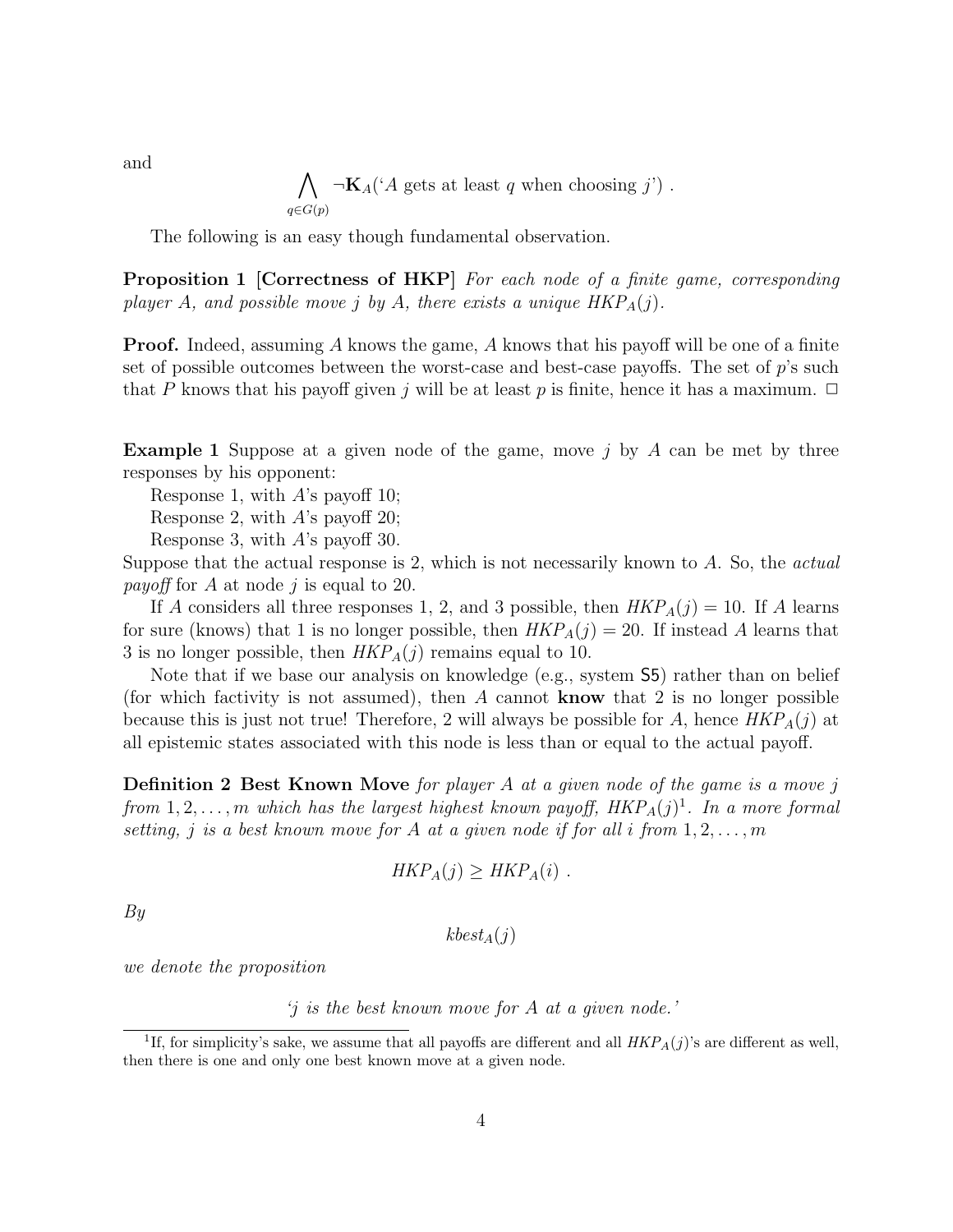and

$$\bigwedge_{q \in G(p)} \neg \mathbf{K}_A(\text{`}A \text{ gets at least } q \text{ when choosing } j\text{'}) \ .$$

The following is an easy though fundamental observation.

**Proposition 1 [Correctness of HKP]** *For each node of a finite game, corresponding player A, and possible move j by A, there exists a unique $HKP_A(j)$.*

**Proof.** Indeed, assuming $A$ knows the game, $A$ knows that his payoff will be one of a finite set of possible outcomes between the worst-case and best-case payoffs. The set of $p$'s such that $P$ knows that his payoff given $j$ will be at least $p$ is finite, hence it has a maximum. $\Box$

**Example 1** Suppose at a given node of the game, move $j$ by $A$ can be met by three responses by his opponent:

Response 1, with $A$'s payoff 10;
Response 2, with $A$'s payoff 20;
Response 3, with $A$'s payoff 30.

Suppose that the actual response is 2, which is not necessarily known to $A$. So, the *actual payoff* for $A$ at node $j$ is equal to 20.

If $A$ considers all three responses 1, 2, and 3 possible, then $HKP_A(j) = 10$. If $A$ learns for sure (knows) that 1 is no longer possible, then $HKP_A(j) = 20$. If instead $A$ learns that 3 is no longer possible, then $HKP_A(j)$ remains equal to 10.

Note that if we base our analysis on knowledge (e.g., system S5) rather than on belief (for which factivity is not assumed), then $A$ cannot **know** that 2 is no longer possible because this is just not true! Therefore, 2 will always be possible for $A$, hence $HKP_A(j)$ at all epistemic states associated with this node is less than or equal to the actual payoff.

**Definition 2 Best Known Move** *for player A at a given node of the game is a move j from $1, 2, \ldots, m$ which has the largest highest known payoff, $HKP_A(j)$*[1]*. In a more formal setting, j is a best known move for A at a given node if for all i from $1, 2, \ldots, m$*

$$HKP_A(j) \geq HKP_A(i) \ .$$

*By*

$$kbest_A(j)$$

*we denote the proposition*

*'j is the best known move for A at a given node.'*

[1] If, for simplicity's sake, we assume that all payoffs are different and all $HKP_A(j)$'s are different as well, then there is one and only one best known move at a given node.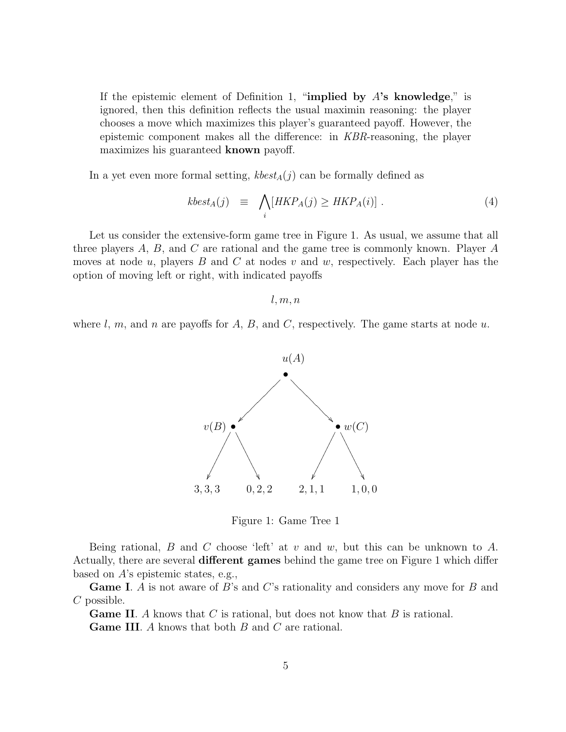If the epistemic element of Definition 1, "**implied by $A$'s knowledge**," is ignored, then this definition reflects the usual maximin reasoning: the player chooses a move which maximizes this player's guaranteed payoff. However, the epistemic component makes all the difference: in *KBR*-reasoning, the player maximizes his guaranteed **known** payoff.

In a yet even more formal setting, $kbest_A(j)$ can be formally defined as

$$kbest_A(j) \quad \equiv \quad \bigwedge_i [HKP_A(j) \geq HKP_A(i)] \ . \tag{4}$$

Let us consider the extensive-form game tree in Figure 1. As usual, we assume that all three players $A$, $B$, and $C$ are rational and the game tree is commonly known. Player $A$ moves at node $u$, players $B$ and $C$ at nodes $v$ and $w$, respectively. Each player has the option of moving left or right, with indicated payoffs

$$l, m, n$$

where $l$, $m$, and $n$ are payoffs for $A$, $B$, and $C$, respectively. The game starts at node $u$.

Figure 1: Game Tree 1

Being rational, $B$ and $C$ choose 'left' at $v$ and $w$, but this can be unknown to $A$. Actually, there are several **different games** behind the game tree on Figure 1 which differ based on $A$'s epistemic states, e.g.,

**Game I**. $A$ is not aware of $B$'s and $C$'s rationality and considers any move for $B$ and $C$ possible.

**Game II**. $A$ knows that $C$ is rational, but does not know that $B$ is rational.

**Game III**. $A$ knows that both $B$ and $C$ are rational.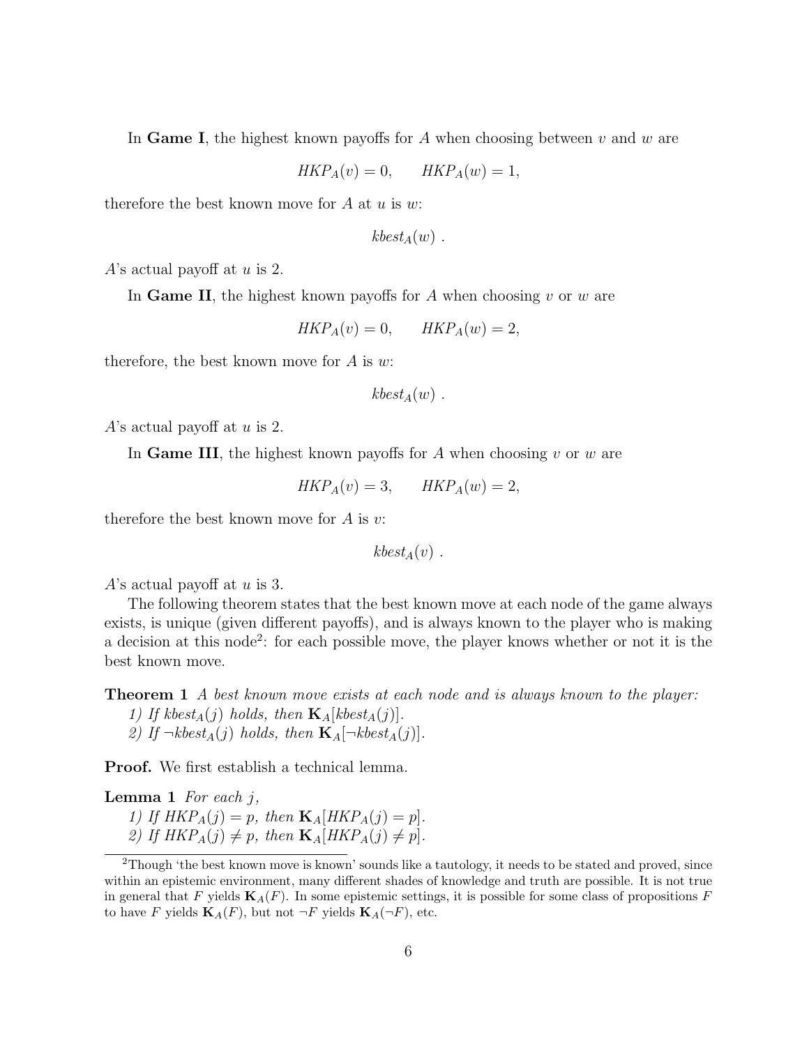In **Game I**, the highest known payoffs for $A$ when choosing between $v$ and $w$ are

$$HKP_A(v) = 0, \qquad HKP_A(w) = 1,$$

therefore the best known move for $A$ at $u$ is $w$:

$$kbest_A(w) \ .$$

$A$'s actual payoff at $u$ is 2.

In **Game II**, the highest known payoffs for $A$ when choosing $v$ or $w$ are

$$HKP_A(v) = 0, \qquad HKP_A(w) = 2,$$

therefore, the best known move for $A$ is $w$:

$$kbest_A(w) \ .$$

$A$'s actual payoff at $u$ is 2.

In **Game III**, the highest known payoffs for $A$ when choosing $v$ or $w$ are

$$HKP_A(v) = 3, \qquad HKP_A(w) = 2,$$

therefore the best known move for $A$ is $v$:

$$kbest_A(v) \ .$$

$A$'s actual payoff at $u$ is 3.

The following theorem states that the best known move at each node of the game always exists, is unique (given different payoffs), and is always known to the player who is making a decision at this node[2]: for each possible move, the player knows whether or not it is the best known move.

**Theorem 1** *A best known move exists at each node and is always known to the player:*
*1) If $kbest_A(j)$ holds, then $\mathbf{K}_A[kbest_A(j)]$.*
*2) If $\neg kbest_A(j)$ holds, then $\mathbf{K}_A[\neg kbest_A(j)]$.*

**Proof.** We first establish a technical lemma.

**Lemma 1** *For each $j$,*
*1) If $HKP_A(j) = p$, then $\mathbf{K}_A[HKP_A(j) = p]$.*
*2) If $HKP_A(j) \neq p$, then $\mathbf{K}_A[HKP_A(j) \neq p]$.*

[2] Though 'the best known move is known' sounds like a tautology, it needs to be stated and proved, since within an epistemic environment, many different shades of knowledge and truth are possible. It is not true in general that $F$ yields $\mathbf{K}_A(F)$. In some epistemic settings, it is possible for some class of propositions $F$ to have $F$ yields $\mathbf{K}_A(F)$, but not $\neg F$ yields $\mathbf{K}_A(\neg F)$, etc.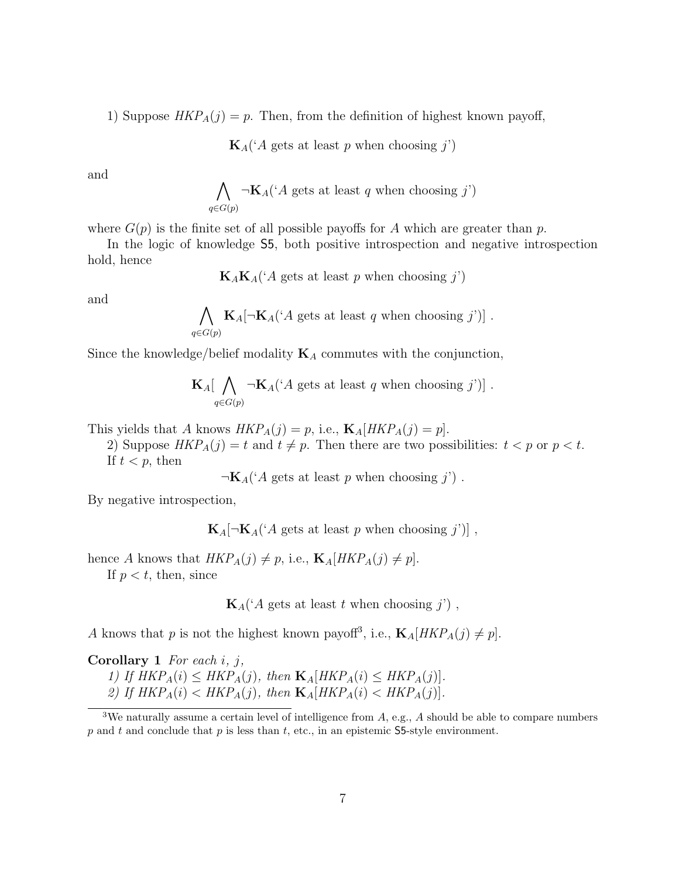1) Suppose $HKP_A(j) = p$. Then, from the definition of highest known payoff,

$$\mathbf{K}_A(\text{`}A \text{ gets at least } p \text{ when choosing } j\text{'})$$

and

$$\bigwedge_{q \in G(p)} \neg \mathbf{K}_A(\text{`}A \text{ gets at least } q \text{ when choosing } j\text{'})$$

where $G(p)$ is the finite set of all possible payoffs for $A$ which are greater than $p$.

In the logic of knowledge S5, both positive introspection and negative introspection hold, hence

$$\mathbf{K}_A\mathbf{K}_A(\text{`}A \text{ gets at least } p \text{ when choosing } j\text{'})$$

and

$$\bigwedge_{q \in G(p)} \mathbf{K}_A[\neg \mathbf{K}_A(\text{`}A \text{ gets at least } q \text{ when choosing } j\text{'})] \ .$$

Since the knowledge/belief modality $\mathbf{K}_A$ commutes with the conjunction,

$$\mathbf{K}_A[\bigwedge_{q \in G(p)} \neg \mathbf{K}_A(\text{`}A \text{ gets at least } q \text{ when choosing } j\text{'})] \ .$$

This yields that $A$ knows $HKP_A(j) = p$, i.e., $\mathbf{K}_A[HKP_A(j) = p]$.

2) Suppose $HKP_A(j) = t$ and $t \neq p$. Then there are two possibilities: $t < p$ or $p < t$.

If $t < p$, then

$$\neg \mathbf{K}_A(\text{`}A \text{ gets at least } p \text{ when choosing } j\text{'}) \ .$$

By negative introspection,

$$\mathbf{K}_A[\neg \mathbf{K}_A(\text{`}A \text{ gets at least } p \text{ when choosing } j\text{'})] \ ,$$

hence $A$ knows that $HKP_A(j) \neq p$, i.e., $\mathbf{K}_A[HKP_A(j) \neq p]$.

If $p < t$, then, since

$$\mathbf{K}_A(\text{`}A \text{ gets at least } t \text{ when choosing } j\text{'}) \ ,$$

$A$ knows that $p$ is not the highest known payoff[3], i.e., $\mathbf{K}_A[HKP_A(j) \neq p]$.

**Corollary 1** *For each* $i$, $j$,

*1) If* $HKP_A(i) \leq HKP_A(j)$*, then* $\mathbf{K}_A[HKP_A(i) \leq HKP_A(j)]$.

*2) If* $HKP_A(i) < HKP_A(j)$*, then* $\mathbf{K}_A[HKP_A(i) < HKP_A(j)]$.

---

[3] We naturally assume a certain level of intelligence from $A$, e.g., $A$ should be able to compare numbers $p$ and $t$ and conclude that $p$ is less than $t$, etc., in an epistemic S5-style environment.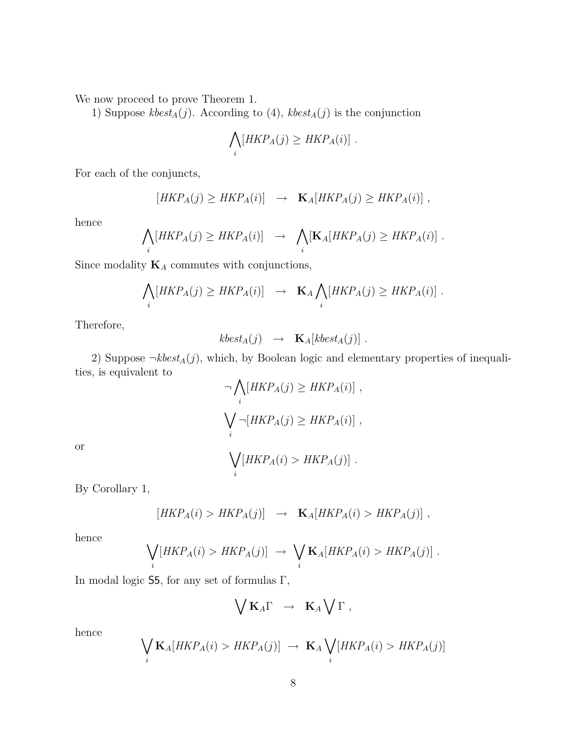We now proceed to prove Theorem 1.

1) Suppose $kbest_A(j)$. According to (4), $kbest_A(j)$ is the conjunction

$$\bigwedge_i [HKP_A(j) \geq HKP_A(i)] \ .$$

For each of the conjuncts,

$$[HKP_A(j) \geq HKP_A(i)] \quad \rightarrow \quad \mathbf{K}_A[HKP_A(j) \geq HKP_A(i)] \ ,$$

hence

$$\bigwedge_i [HKP_A(j) \geq HKP_A(i)] \quad \rightarrow \quad \bigwedge_i [\mathbf{K}_A[HKP_A(j) \geq HKP_A(i)] \ .$$

Since modality $\mathbf{K}_A$ commutes with conjunctions,

$$\bigwedge_i [HKP_A(j) \geq HKP_A(i)] \quad \rightarrow \quad \mathbf{K}_A \bigwedge_i [HKP_A(j) \geq HKP_A(i)] \ .$$

Therefore,

$$kbest_A(j) \quad \rightarrow \quad \mathbf{K}_A[kbest_A(j)] \ .$$

2) Suppose $\neg kbest_A(j)$, which, by Boolean logic and elementary properties of inequalities, is equivalent to

$$\neg \bigwedge_i [HKP_A(j) \geq HKP_A(i)] \ ,$$

$$\bigvee_i \neg [HKP_A(j) \geq HKP_A(i)] \ ,$$

or

$$\bigvee_i [HKP_A(i) > HKP_A(j)] \ .$$

By Corollary 1,

$$[HKP_A(i) > HKP_A(j)] \quad \rightarrow \quad \mathbf{K}_A[HKP_A(i) > HKP_A(j)] \ ,$$

hence

$$\bigvee_i [HKP_A(i) > HKP_A(j)] \ \rightarrow \ \bigvee_i \mathbf{K}_A[HKP_A(i) > HKP_A(j)] \ .$$

In modal logic S5, for any set of formulas $\Gamma$,

$$\bigvee \mathbf{K}_A \Gamma \quad \rightarrow \quad \mathbf{K}_A \bigvee \Gamma \ ,$$

hence

$$\bigvee_i \mathbf{K}_A[HKP_A(i) > HKP_A(j)] \ \rightarrow \ \mathbf{K}_A \bigvee_i [HKP_A(i) > HKP_A(j)]$$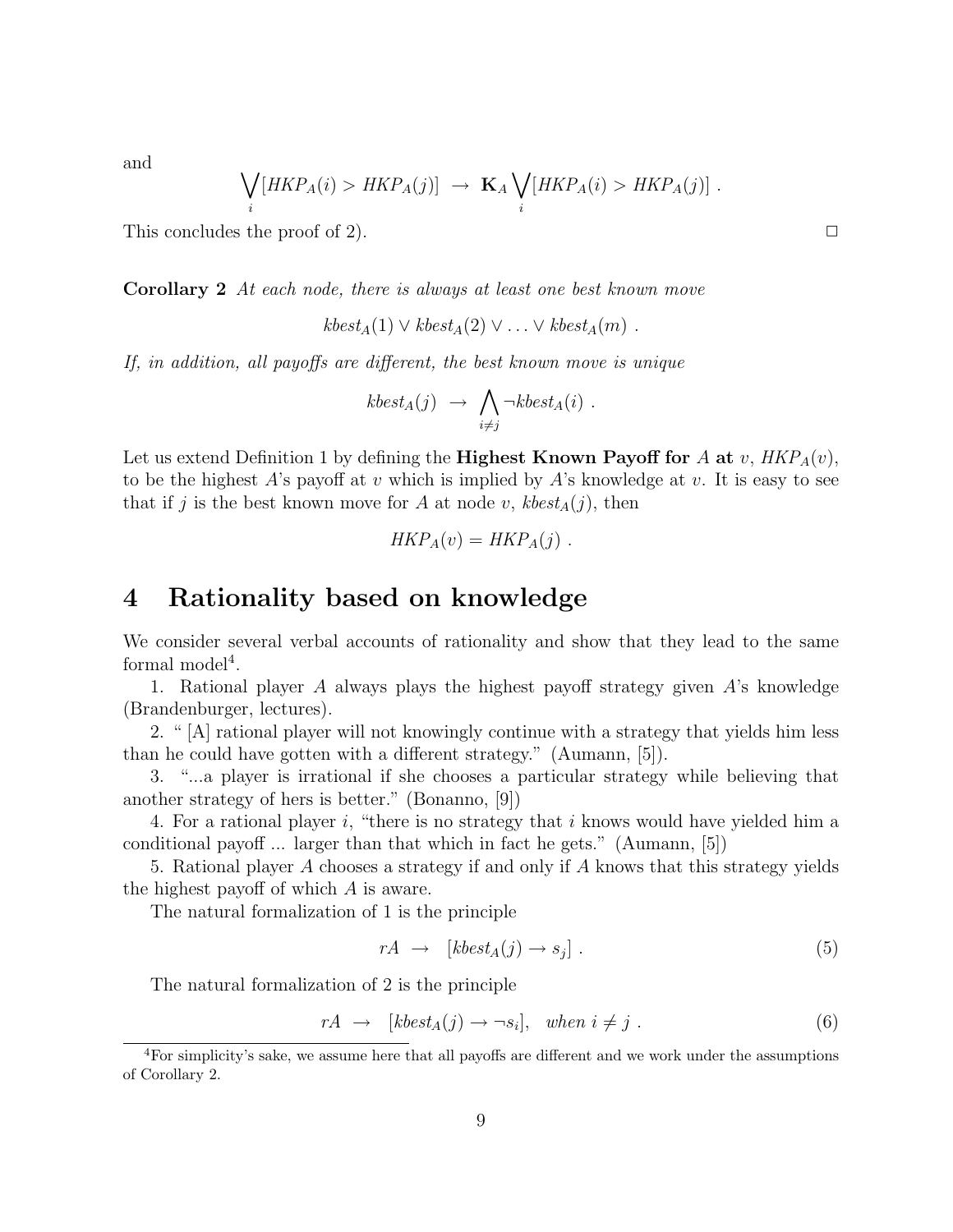and

$$\bigvee_i [HKP_A(i) > HKP_A(j)] \ \rightarrow\ \mathbf{K}_A \bigvee_i [HKP_A(i) > HKP_A(j)]\ .$$

This concludes the proof of 2). □

**Corollary 2** *At each node, there is always at least one best known move*

$$kbest_A(1) \vee kbest_A(2) \vee \ldots \vee kbest_A(m)\ .$$

*If, in addition, all payoffs are different, the best known move is unique*

$$kbest_A(j) \ \rightarrow\ \bigwedge_{i \neq j} \neg kbest_A(i)\ .$$

Let us extend Definition 1 by defining the **Highest Known Payoff for** $A$ **at** $v$, $HKP_A(v)$, to be the highest $A$'s payoff at $v$ which is implied by $A$'s knowledge at $v$. It is easy to see that if $j$ is the best known move for $A$ at node $v$, $kbest_A(j)$, then

$$HKP_A(v) = HKP_A(j)\ .$$

# 4 Rationality based on knowledge

We consider several verbal accounts of rationality and show that they lead to the same formal model[4].

1. Rational player $A$ always plays the highest payoff strategy given $A$'s knowledge (Brandenburger, lectures).

2. " [A] rational player will not knowingly continue with a strategy that yields him less than he could have gotten with a different strategy." (Aumann, [5]).

3. "...a player is irrational if she chooses a particular strategy while believing that another strategy of hers is better." (Bonanno, [9])

4. For a rational player $i$, "there is no strategy that $i$ knows would have yielded him a conditional payoff ... larger than that which in fact he gets." (Aumann, [5])

5. Rational player $A$ chooses a strategy if and only if $A$ knows that this strategy yields the highest payoff of which $A$ is aware.

The natural formalization of 1 is the principle

$$rA \ \rightarrow\ \ [kbest_A(j) \rightarrow s_j]\ . \tag{5}$$

The natural formalization of 2 is the principle

$$rA \ \rightarrow\ \ [kbest_A(j) \rightarrow \neg s_i], \quad \textit{when } i \neq j\ . \tag{6}$$

[4] For simplicity's sake, we assume here that all payoffs are different and we work under the assumptions of Corollary 2.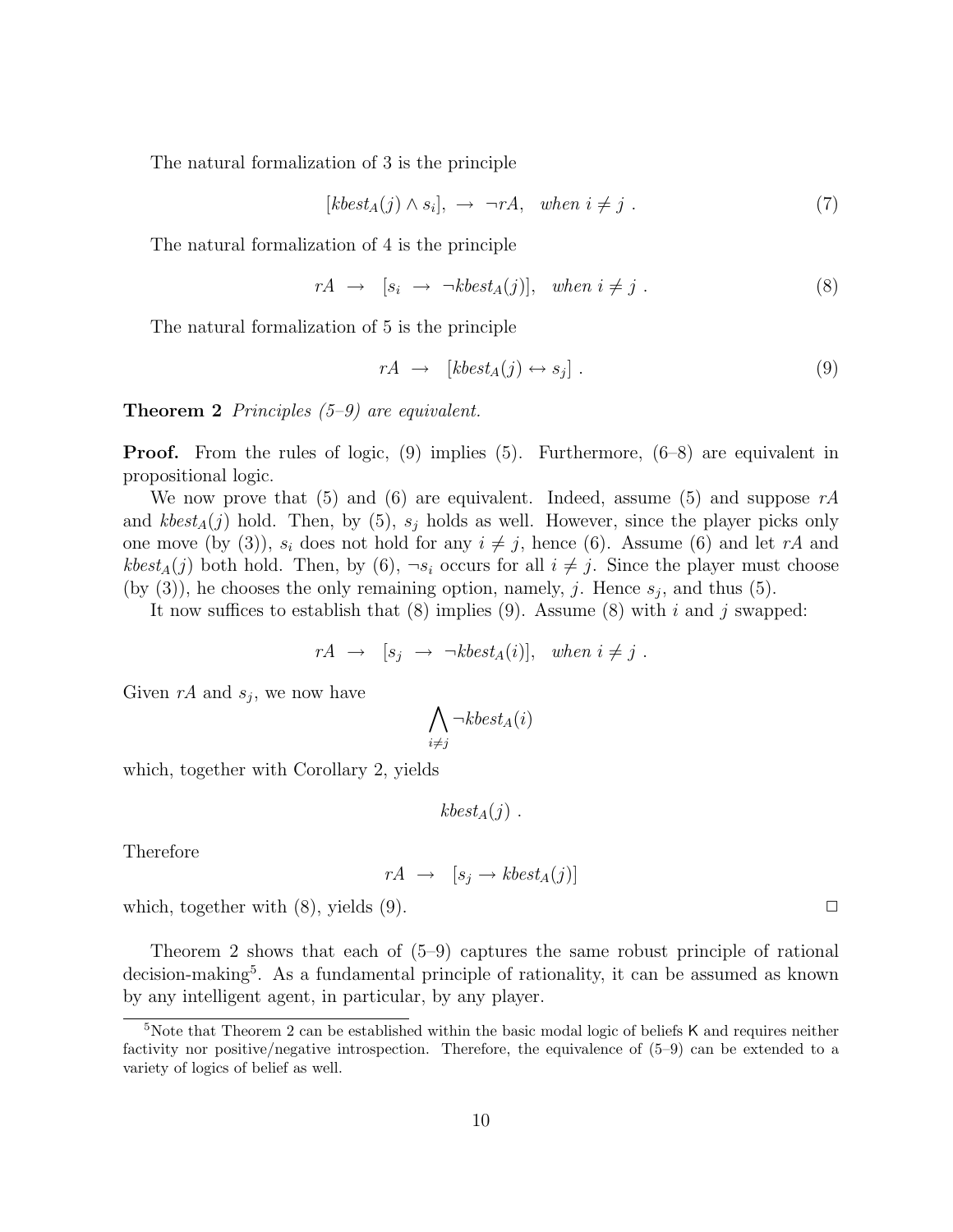The natural formalization of 3 is the principle

$$[kbest_A(j) \wedge s_i], \;\rightarrow\; \neg rA, \quad when\ i \neq j\ . \tag{7}$$

The natural formalization of 4 is the principle

$$rA \;\rightarrow\; [s_i \;\rightarrow\; \neg kbest_A(j)], \quad when\ i \neq j\ . \tag{8}$$

The natural formalization of 5 is the principle

$$rA \;\rightarrow\; [kbest_A(j) \leftrightarrow s_j]\ . \tag{9}$$

**Theorem 2** *Principles (5–9) are equivalent.*

**Proof.** From the rules of logic, (9) implies (5). Furthermore, (6–8) are equivalent in propositional logic.

We now prove that (5) and (6) are equivalent. Indeed, assume (5) and suppose $rA$ and $kbest_A(j)$ hold. Then, by (5), $s_j$ holds as well. However, since the player picks only one move (by (3)), $s_i$ does not hold for any $i \neq j$, hence (6). Assume (6) and let $rA$ and $kbest_A(j)$ both hold. Then, by (6), $\neg s_i$ occurs for all $i \neq j$. Since the player must choose (by (3)), he chooses the only remaining option, namely, $j$. Hence $s_j$, and thus (5).

It now suffices to establish that (8) implies (9). Assume (8) with $i$ and $j$ swapped:

$$rA \;\rightarrow\; [s_j \;\rightarrow\; \neg kbest_A(i)], \quad when\ i \neq j\ .$$

Given $rA$ and $s_j$, we now have

$$\bigwedge_{i \neq j} \neg kbest_A(i)$$

which, together with Corollary 2, yields

$$kbest_A(j)\ .$$

Therefore

$$rA \;\rightarrow\; [s_j \rightarrow kbest_A(j)]$$

which, together with (8), yields (9). □

Theorem 2 shows that each of (5–9) captures the same robust principle of rational decision-making[5]. As a fundamental principle of rationality, it can be assumed as known by any intelligent agent, in particular, by any player.

[5] Note that Theorem 2 can be established within the basic modal logic of beliefs K and requires neither factivity nor positive/negative introspection. Therefore, the equivalence of (5–9) can be extended to a variety of logics of belief as well.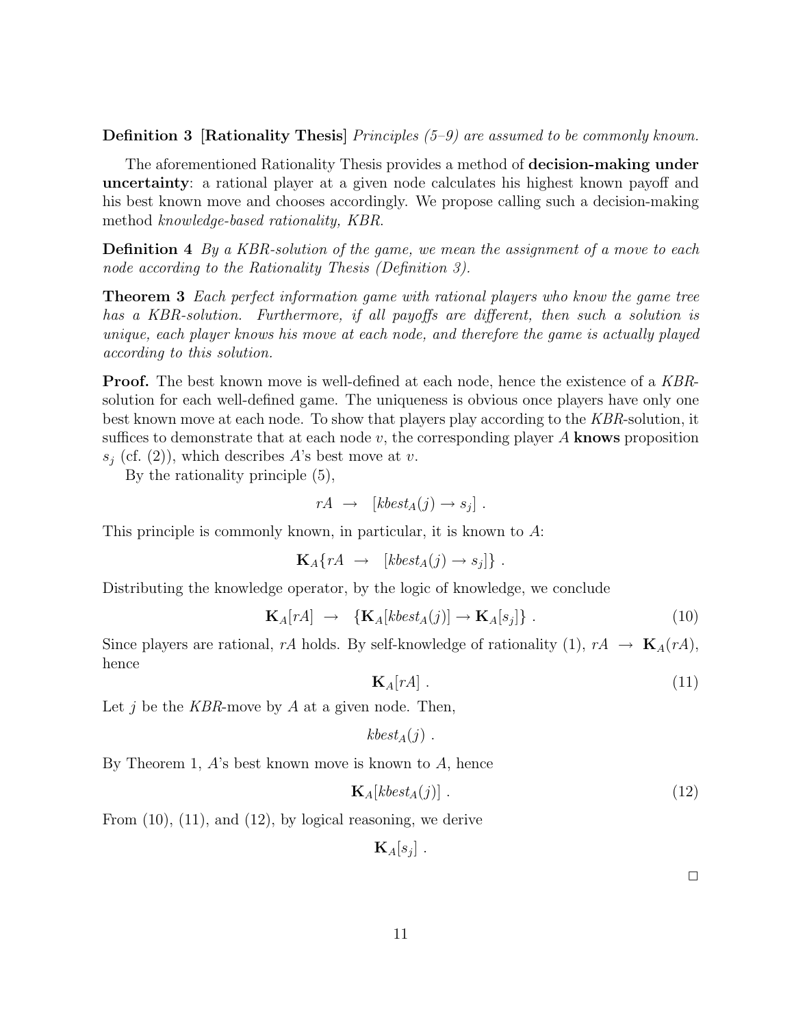**Definition 3** **[Rationality Thesis]** *Principles (5–9) are assumed to be commonly known.*

The aforementioned Rationality Thesis provides a method of **decision-making under uncertainty**: a rational player at a given node calculates his highest known payoff and his best known move and chooses accordingly. We propose calling such a decision-making method *knowledge-based rationality, KBR.*

**Definition 4** *By a KBR-solution of the game, we mean the assignment of a move to each node according to the Rationality Thesis (Definition 3).*

**Theorem 3** *Each perfect information game with rational players who know the game tree has a KBR-solution. Furthermore, if all payoffs are different, then such a solution is unique, each player knows his move at each node, and therefore the game is actually played according to this solution.*

**Proof.** The best known move is well-defined at each node, hence the existence of a *KBR*-solution for each well-defined game. The uniqueness is obvious once players have only one best known move at each node. To show that players play according to the *KBR*-solution, it suffices to demonstrate that at each node $v$, the corresponding player $A$ **knows** proposition $s_j$ (cf. (2)), which describes $A$'s best move at $v$.

By the rationality principle (5),

$$rA \ \rightarrow \ [kbest_A(j) \rightarrow s_j] \ .$$

This principle is commonly known, in particular, it is known to $A$:

$$\mathbf{K}_A\{rA \ \rightarrow \ [kbest_A(j) \rightarrow s_j]\} \ .$$

Distributing the knowledge operator, by the logic of knowledge, we conclude

$$\mathbf{K}_A[rA] \ \rightarrow \ \{\mathbf{K}_A[kbest_A(j)] \rightarrow \mathbf{K}_A[s_j]\} \ . \tag{10}$$

Since players are rational, $rA$ holds. By self-knowledge of rationality (1), $rA \rightarrow \mathbf{K}_A(rA)$, hence

$$\mathbf{K}_A[rA] \ . \tag{11}$$

Let $j$ be the *KBR*-move by $A$ at a given node. Then,

$$kbest_A(j) \ .$$

By Theorem 1, $A$'s best known move is known to $A$, hence

$$\mathbf{K}_A[kbest_A(j)] \ . \tag{12}$$

From (10), (11), and (12), by logical reasoning, we derive

$$\mathbf{K}_A[s_j] \ .$$

□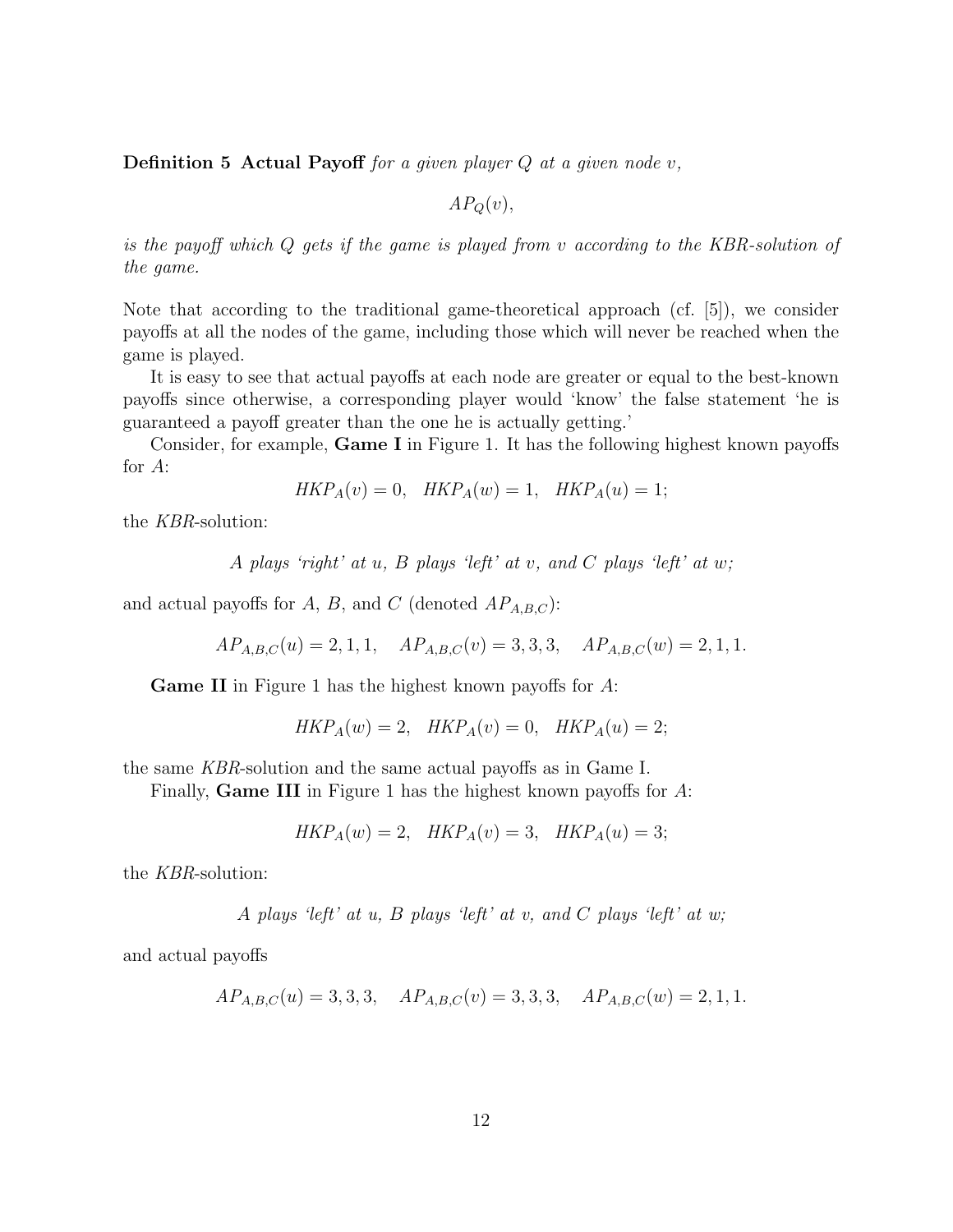**Definition 5** **Actual Payoff** *for a given player* $Q$ *at a given node* $v$*,*

$$AP_Q(v),$$

*is the payoff which* $Q$ *gets if the game is played from* $v$ *according to the KBR-solution of the game.*

Note that according to the traditional game-theoretical approach (cf. [5]), we consider payoffs at all the nodes of the game, including those which will never be reached when the game is played.

It is easy to see that actual payoffs at each node are greater or equal to the best-known payoffs since otherwise, a corresponding player would 'know' the false statement 'he is guaranteed a payoff greater than the one he is actually getting.'

Consider, for example, **Game I** in Figure 1. It has the following highest known payoffs for $A$:

$$HKP_A(v) = 0, \quad HKP_A(w) = 1, \quad HKP_A(u) = 1;$$

the *KBR*-solution:

*A plays 'right' at u, B plays 'left' at v, and C plays 'left' at w;*

and actual payoffs for $A$, $B$, and $C$ (denoted $AP_{A,B,C}$):

$$AP_{A,B,C}(u) = 2, 1, 1, \quad AP_{A,B,C}(v) = 3, 3, 3, \quad AP_{A,B,C}(w) = 2, 1, 1.$$

**Game II** in Figure 1 has the highest known payoffs for $A$:

$$HKP_A(w) = 2, \quad HKP_A(v) = 0, \quad HKP_A(u) = 2;$$

the same *KBR*-solution and the same actual payoffs as in Game I.

Finally, **Game III** in Figure 1 has the highest known payoffs for $A$:

$$HKP_A(w) = 2, \quad HKP_A(v) = 3, \quad HKP_A(u) = 3;$$

the *KBR*-solution:

*A plays 'left' at u, B plays 'left' at v, and C plays 'left' at w;*

and actual payoffs

$$AP_{A,B,C}(u) = 3, 3, 3, \quad AP_{A,B,C}(v) = 3, 3, 3, \quad AP_{A,B,C}(w) = 2, 1, 1.$$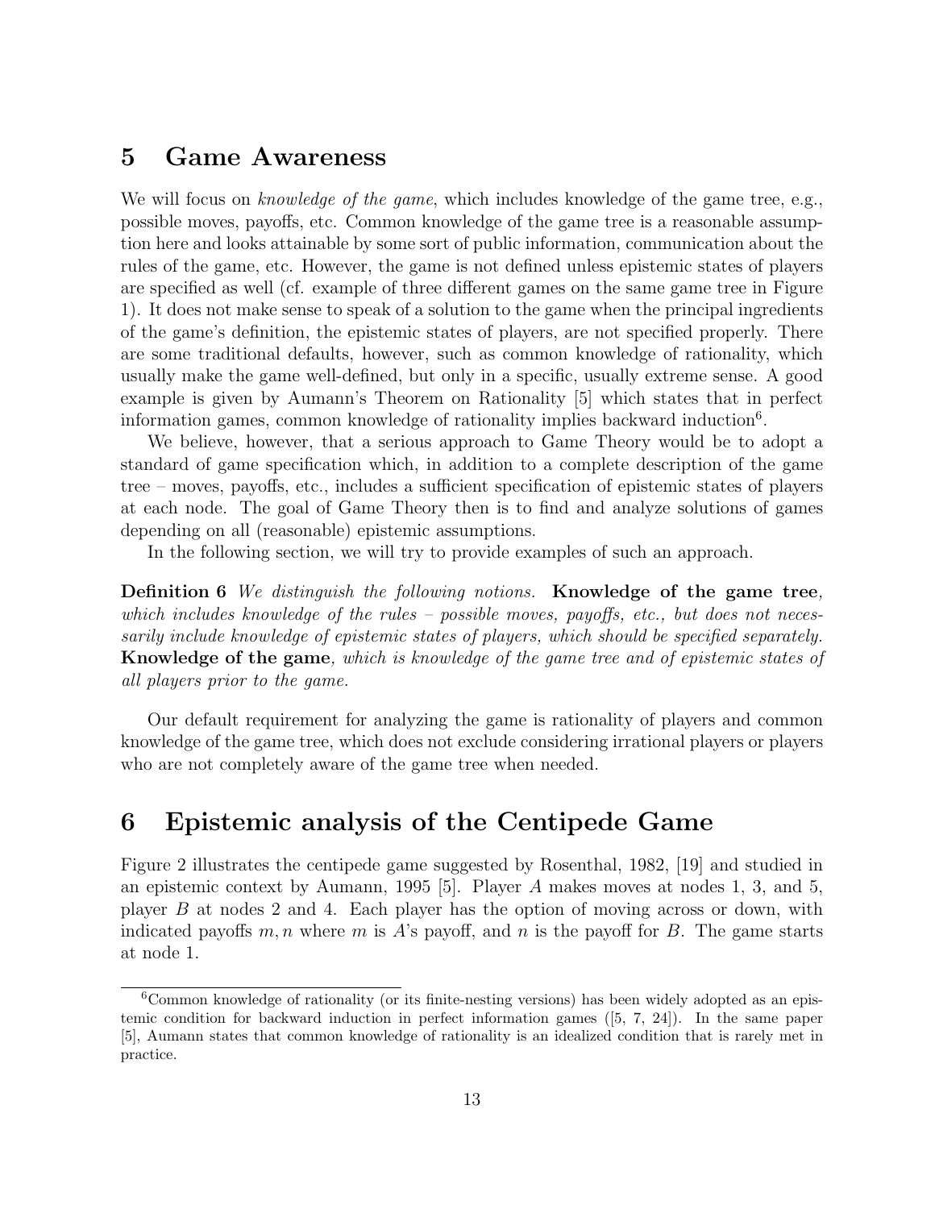## 5 Game Awareness

We will focus on *knowledge of the game*, which includes knowledge of the game tree, e.g., possible moves, payoffs, etc. Common knowledge of the game tree is a reasonable assumption here and looks attainable by some sort of public information, communication about the rules of the game, etc. However, the game is not defined unless epistemic states of players are specified as well (cf. example of three different games on the same game tree in Figure 1). It does not make sense to speak of a solution to the game when the principal ingredients of the game's definition, the epistemic states of players, are not specified properly. There are some traditional defaults, however, such as common knowledge of rationality, which usually make the game well-defined, but only in a specific, usually extreme sense. A good example is given by Aumann's Theorem on Rationality [5] which states that in perfect information games, common knowledge of rationality implies backward induction[6].

We believe, however, that a serious approach to Game Theory would be to adopt a standard of game specification which, in addition to a complete description of the game tree – moves, payoffs, etc., includes a sufficient specification of epistemic states of players at each node. The goal of Game Theory then is to find and analyze solutions of games depending on all (reasonable) epistemic assumptions.

In the following section, we will try to provide examples of such an approach.

**Definition 6** *We distinguish the following notions.* **Knowledge of the game tree***, which includes knowledge of the rules – possible moves, payoffs, etc., but does not necessarily include knowledge of epistemic states of players, which should be specified separately.* **Knowledge of the game***, which is knowledge of the game tree and of epistemic states of all players prior to the game.*

Our default requirement for analyzing the game is rationality of players and common knowledge of the game tree, which does not exclude considering irrational players or players who are not completely aware of the game tree when needed.

## 6 Epistemic analysis of the Centipede Game

Figure 2 illustrates the centipede game suggested by Rosenthal, 1982, [19] and studied in an epistemic context by Aumann, 1995 [5]. Player $A$ makes moves at nodes 1, 3, and 5, player $B$ at nodes 2 and 4. Each player has the option of moving across or down, with indicated payoffs $m, n$ where $m$ is $A$'s payoff, and $n$ is the payoff for $B$. The game starts at node 1.

[6] Common knowledge of rationality (or its finite-nesting versions) has been widely adopted as an epistemic condition for backward induction in perfect information games ([5, 7, 24]). In the same paper [5], Aumann states that common knowledge of rationality is an idealized condition that is rarely met in practice.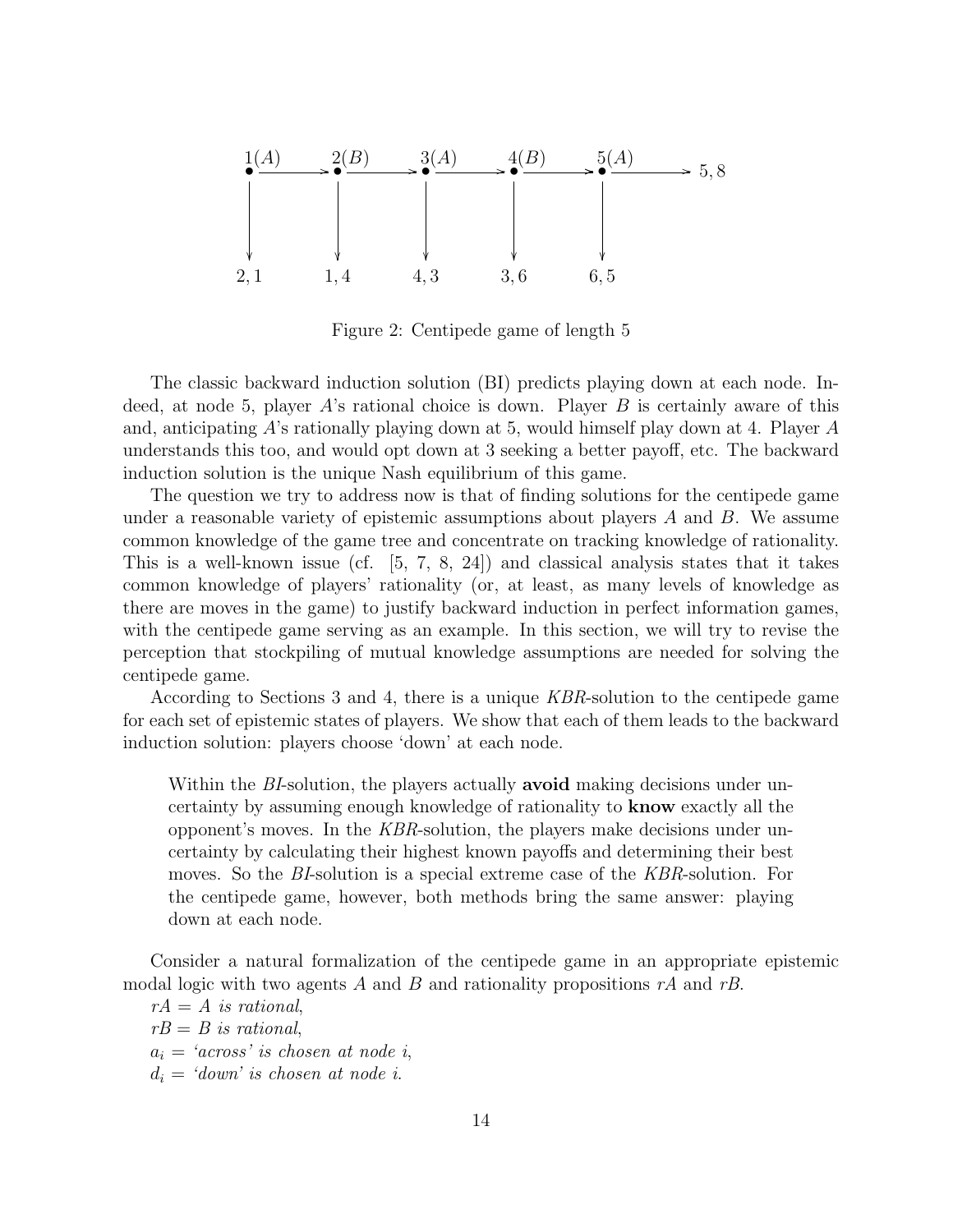Figure 2: Centipede game of length 5

The classic backward induction solution (BI) predicts playing down at each node. Indeed, at node 5, player $A$'s rational choice is down. Player $B$ is certainly aware of this and, anticipating $A$'s rationally playing down at 5, would himself play down at 4. Player $A$ understands this too, and would opt down at 3 seeking a better payoff, etc. The backward induction solution is the unique Nash equilibrium of this game.

The question we try to address now is that of finding solutions for the centipede game under a reasonable variety of epistemic assumptions about players $A$ and $B$. We assume common knowledge of the game tree and concentrate on tracking knowledge of rationality. This is a well-known issue (cf. [5, 7, 8, 24]) and classical analysis states that it takes common knowledge of players' rationality (or, at least, as many levels of knowledge as there are moves in the game) to justify backward induction in perfect information games, with the centipede game serving as an example. In this section, we will try to revise the perception that stockpiling of mutual knowledge assumptions are needed for solving the centipede game.

According to Sections 3 and 4, there is a unique *KBR*-solution to the centipede game for each set of epistemic states of players. We show that each of them leads to the backward induction solution: players choose 'down' at each node.

> Within the *BI*-solution, the players actually **avoid** making decisions under uncertainty by assuming enough knowledge of rationality to **know** exactly all the opponent's moves. In the *KBR*-solution, the players make decisions under uncertainty by calculating their highest known payoffs and determining their best moves. So the *BI*-solution is a special extreme case of the *KBR*-solution. For the centipede game, however, both methods bring the same answer: playing down at each node.

Consider a natural formalization of the centipede game in an appropriate epistemic modal logic with two agents $A$ and $B$ and rationality propositions $rA$ and $rB$.

$rA$ = *A is rational*,

$rB$ = *B is rational*,

$a_i$ = *'across' is chosen at node i*,

$d_i$ = *'down' is chosen at node i*.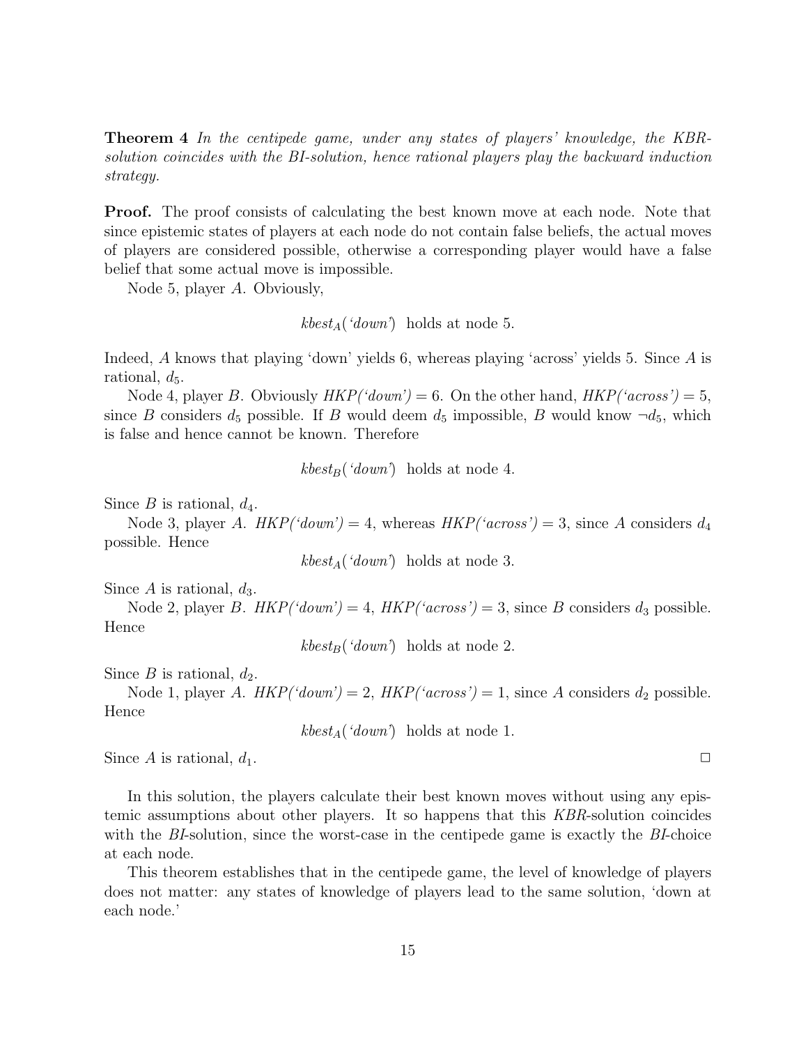**Theorem 4** *In the centipede game, under any states of players' knowledge, the KBR-solution coincides with the BI-solution, hence rational players play the backward induction strategy.*

**Proof.** The proof consists of calculating the best known move at each node. Note that since epistemic states of players at each node do not contain false beliefs, the actual moves of players are considered possible, otherwise a corresponding player would have a false belief that some actual move is impossible.

Node 5, player $A$. Obviously,

$$kbest_A(\text{'down'}) \text{ holds at node 5.}$$

Indeed, $A$ knows that playing 'down' yields 6, whereas playing 'across' yields 5. Since $A$ is rational, $d_5$.

Node 4, player $B$. Obviously $HKP(\text{'down'}) = 6$. On the other hand, $HKP(\text{'across'}) = 5$, since $B$ considers $d_5$ possible. If $B$ would deem $d_5$ impossible, $B$ would know $\neg d_5$, which is false and hence cannot be known. Therefore

$$kbest_B(\text{'down'}) \text{ holds at node 4.}$$

Since $B$ is rational, $d_4$.

Node 3, player $A$. $HKP(\text{'down'}) = 4$, whereas $HKP(\text{'across'}) = 3$, since $A$ considers $d_4$ possible. Hence

$$kbest_A(\text{'down'}) \text{ holds at node 3.}$$

Since $A$ is rational, $d_3$.

Node 2, player $B$. $HKP(\text{'down'}) = 4$, $HKP(\text{'across'}) = 3$, since $B$ considers $d_3$ possible. Hence

$$kbest_B(\text{'down'}) \text{ holds at node 2.}$$

Since $B$ is rational, $d_2$.

Node 1, player $A$. $HKP(\text{'down'}) = 2$, $HKP(\text{'across'}) = 1$, since $A$ considers $d_2$ possible. Hence

$$kbest_A(\text{'down'}) \text{ holds at node 1.}$$

Since $A$ is rational, $d_1$. □

In this solution, the players calculate their best known moves without using any epistemic assumptions about other players. It so happens that this *KBR*-solution coincides with the *BI*-solution, since the worst-case in the centipede game is exactly the *BI*-choice at each node.

This theorem establishes that in the centipede game, the level of knowledge of players does not matter: any states of knowledge of players lead to the same solution, 'down at each node.'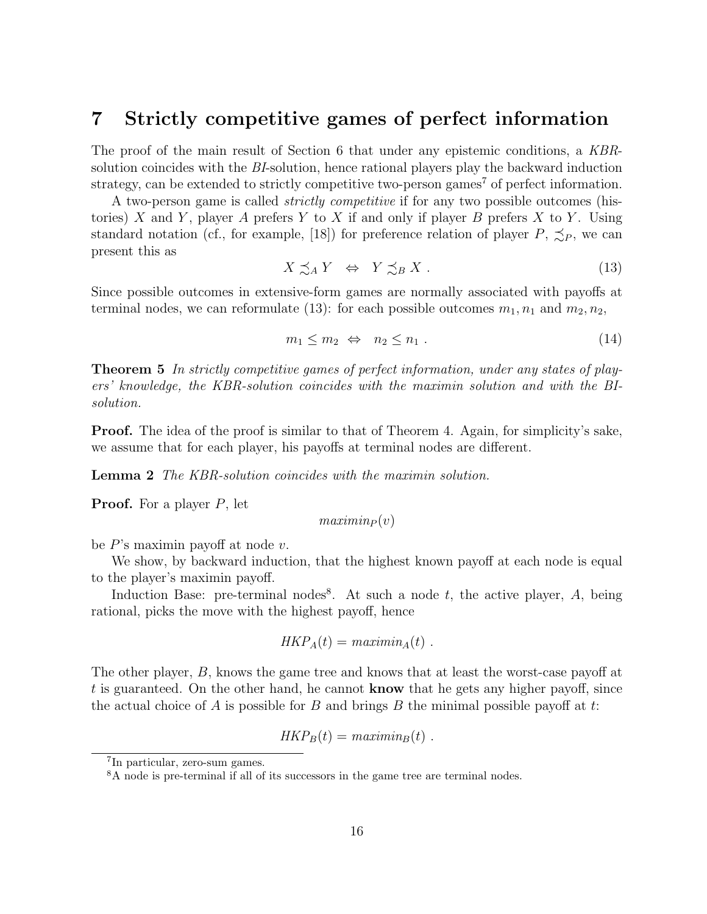## 7 Strictly competitive games of perfect information

The proof of the main result of Section 6 that under any epistemic conditions, a *KBR*-solution coincides with the *BI*-solution, hence rational players play the backward induction strategy, can be extended to strictly competitive two-person games[7] of perfect information.

A two-person game is called *strictly competitive* if for any two possible outcomes (histories) $X$ and $Y$, player $A$ prefers $Y$ to $X$ if and only if player $B$ prefers $X$ to $Y$. Using standard notation (cf., for example, [18]) for preference relation of player $P$, $\precsim_P$, we can present this as

$$X \precsim_A Y \quad \Leftrightarrow \quad Y \precsim_B X \ . \tag{13}$$

Since possible outcomes in extensive-form games are normally associated with payoffs at terminal nodes, we can reformulate (13): for each possible outcomes $m_1, n_1$ and $m_2, n_2$,

$$m_1 \leq m_2 \ \Leftrightarrow \ \ n_2 \leq n_1 \ . \tag{14}$$

**Theorem 5** *In strictly competitive games of perfect information, under any states of players' knowledge, the KBR-solution coincides with the maximin solution and with the BI-solution.*

**Proof.** The idea of the proof is similar to that of Theorem 4. Again, for simplicity's sake, we assume that for each player, his payoffs at terminal nodes are different.

**Lemma 2** *The KBR-solution coincides with the maximin solution.*

**Proof.** For a player $P$, let

$$maximin_P(v)$$

be $P$'s maximin payoff at node $v$.

We show, by backward induction, that the highest known payoff at each node is equal to the player's maximin payoff.

Induction Base: pre-terminal nodes[8]. At such a node $t$, the active player, $A$, being rational, picks the move with the highest payoff, hence

$$HKP_A(t) = maximin_A(t) \ .$$

The other player, $B$, knows the game tree and knows that at least the worst-case payoff at $t$ is guaranteed. On the other hand, he cannot **know** that he gets any higher payoff, since the actual choice of $A$ is possible for $B$ and brings $B$ the minimal possible payoff at $t$:

$$HKP_B(t) = maximin_B(t) \ .$$

[7] In particular, zero-sum games.

[8] A node is pre-terminal if all of its successors in the game tree are terminal nodes.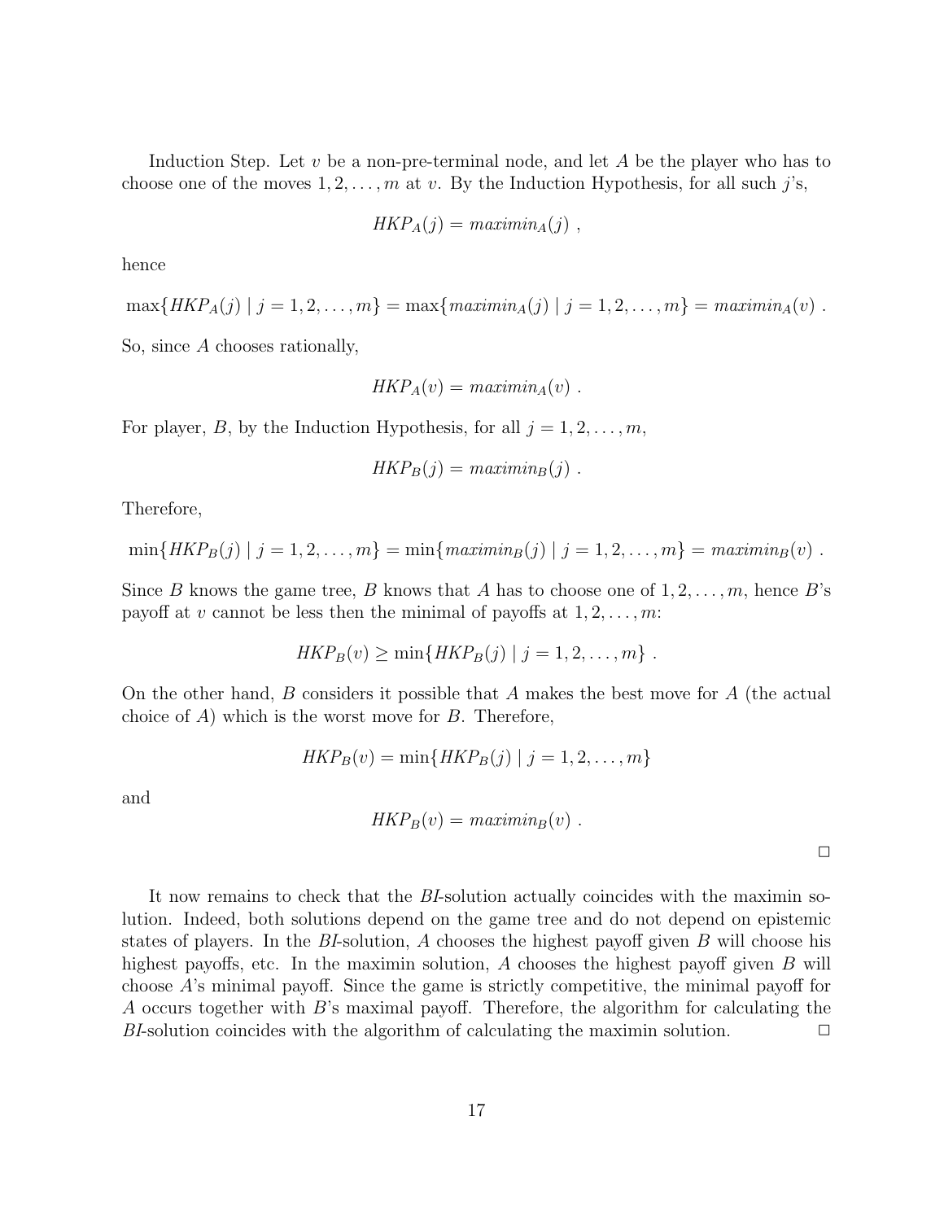Induction Step. Let $v$ be a non-pre-terminal node, and let $A$ be the player who has to choose one of the moves $1, 2, \ldots, m$ at $v$. By the Induction Hypothesis, for all such $j$'s,

$$HKP_A(j) = maximin_A(j) \ ,$$

hence

$$\max\{HKP_A(j) \mid j = 1, 2, \ldots, m\} = \max\{maximin_A(j) \mid j = 1, 2, \ldots, m\} = maximin_A(v) \ .$$

So, since $A$ chooses rationally,

$$HKP_A(v) = maximin_A(v) \ .$$

For player, $B$, by the Induction Hypothesis, for all $j = 1, 2, \ldots, m$,

$$HKP_B(j) = maximin_B(j) \ .$$

Therefore,

$$\min\{HKP_B(j) \mid j = 1, 2, \ldots, m\} = \min\{maximin_B(j) \mid j = 1, 2, \ldots, m\} = maximin_B(v) \ .$$

Since $B$ knows the game tree, $B$ knows that $A$ has to choose one of $1, 2, \ldots, m$, hence $B$'s payoff at $v$ cannot be less then the minimal of payoffs at $1, 2, \ldots, m$:

$$HKP_B(v) \geq \min\{HKP_B(j) \mid j = 1, 2, \ldots, m\} \ .$$

On the other hand, $B$ considers it possible that $A$ makes the best move for $A$ (the actual choice of $A$) which is the worst move for $B$. Therefore,

$$HKP_B(v) = \min\{HKP_B(j) \mid j = 1, 2, \ldots, m\}$$

and

$$HKP_B(v) = maximin_B(v) \ .$$

□

It now remains to check that the *BI*-solution actually coincides with the maximin solution. Indeed, both solutions depend on the game tree and do not depend on epistemic states of players. In the *BI*-solution, $A$ chooses the highest payoff given $B$ will choose his highest payoffs, etc. In the maximin solution, $A$ chooses the highest payoff given $B$ will choose $A$'s minimal payoff. Since the game is strictly competitive, the minimal payoff for $A$ occurs together with $B$'s maximal payoff. Therefore, the algorithm for calculating the *BI*-solution coincides with the algorithm of calculating the maximin solution. □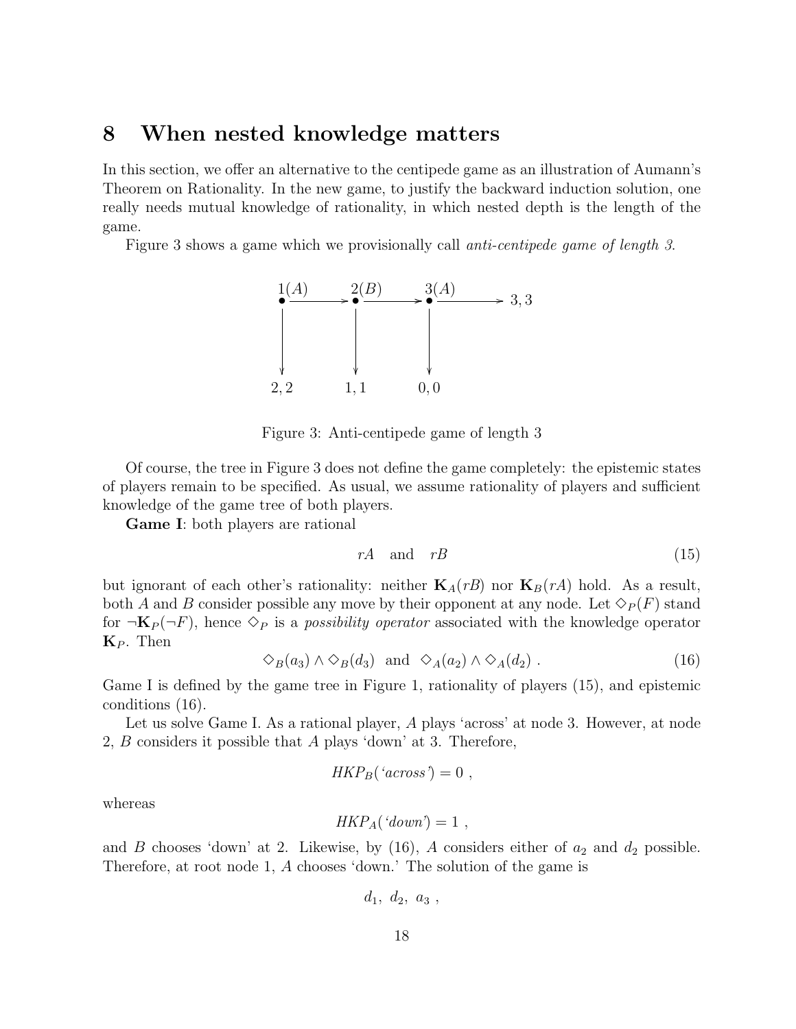# 8 When nested knowledge matters

In this section, we offer an alternative to the centipede game as an illustration of Aumann's Theorem on Rationality. In the new game, to justify the backward induction solution, one really needs mutual knowledge of rationality, in which nested depth is the length of the game.

Figure 3 shows a game which we provisionally call *anti-centipede game of length 3*.

Figure 3: Anti-centipede game of length 3

Of course, the tree in Figure 3 does not define the game completely: the epistemic states of players remain to be specified. As usual, we assume rationality of players and sufficient knowledge of the game tree of both players.

**Game I**: both players are rational

$$rA \quad \text{and} \quad rB \tag{15}$$

but ignorant of each other's rationality: neither $\mathbf{K}_A(rB)$ nor $\mathbf{K}_B(rA)$ hold. As a result, both $A$ and $B$ consider possible any move by their opponent at any node. Let $\diamond_P(F)$ stand for $\neg\mathbf{K}_P(\neg F)$, hence $\diamond_P$ is a *possibility operator* associated with the knowledge operator $\mathbf{K}_P$. Then

$$\diamond_B(a_3) \wedge \diamond_B(d_3) \ \text{ and } \ \diamond_A(a_2) \wedge \diamond_A(d_2) \ . \tag{16}$$

Game I is defined by the game tree in Figure 1, rationality of players (15), and epistemic conditions (16).

Let us solve Game I. As a rational player, $A$ plays 'across' at node 3. However, at node 2, $B$ considers it possible that $A$ plays 'down' at 3. Therefore,

$$HKP_B(\text{'across'}) = 0 \ ,$$

whereas

$$HKP_A(\text{'down'}) = 1 \ ,$$

and $B$ chooses 'down' at 2. Likewise, by (16), $A$ considers either of $a_2$ and $d_2$ possible. Therefore, at root node 1, $A$ chooses 'down.' The solution of the game is

$$d_1, \ d_2, \ a_3 \ ,$$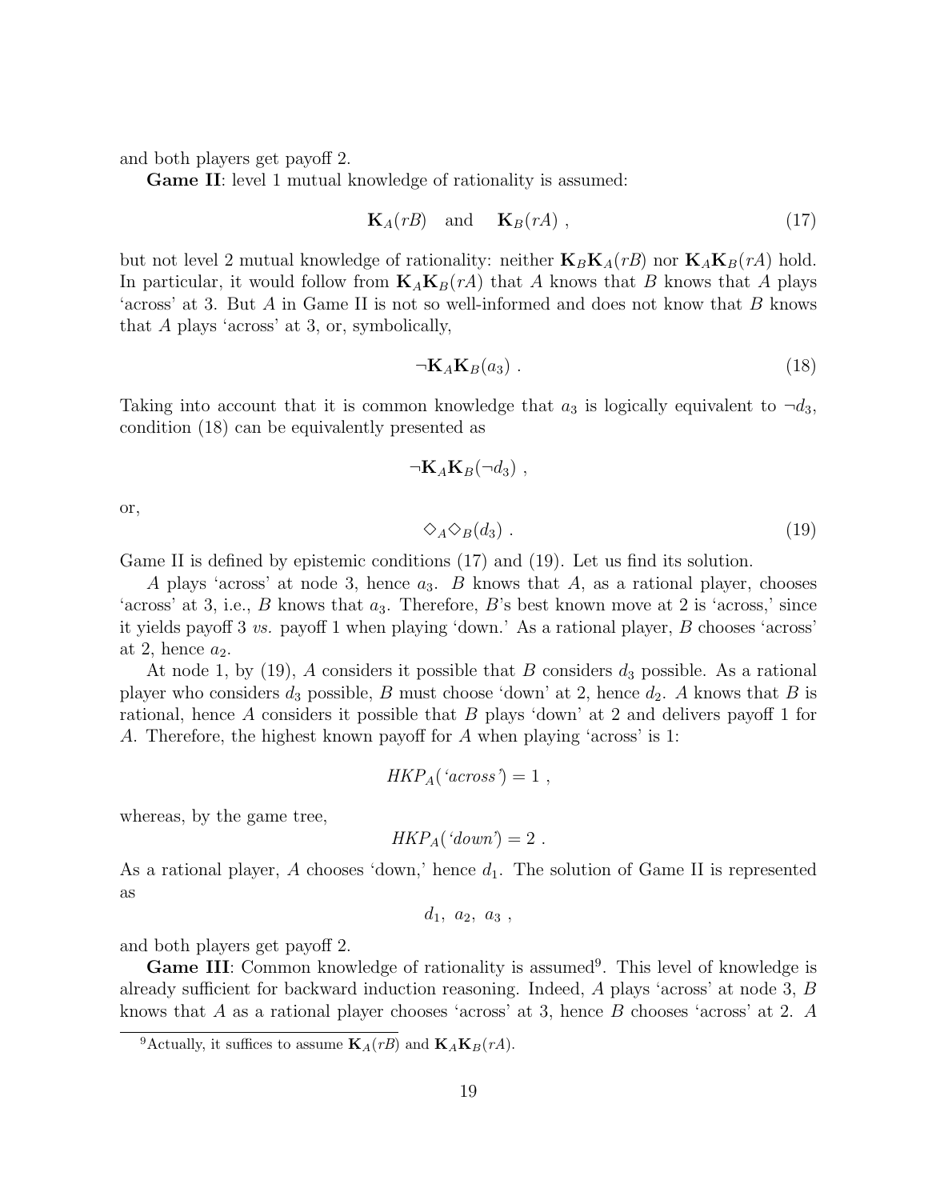and both players get payoff 2.

**Game II**: level 1 mutual knowledge of rationality is assumed:

$$\mathbf{K}_A(rB) \quad \text{and} \quad \mathbf{K}_B(rA) \ , \tag{17}$$

but not level 2 mutual knowledge of rationality: neither $\mathbf{K}_B\mathbf{K}_A(rB)$ nor $\mathbf{K}_A\mathbf{K}_B(rA)$ hold. In particular, it would follow from $\mathbf{K}_A\mathbf{K}_B(rA)$ that $A$ knows that $B$ knows that $A$ plays 'across' at 3. But $A$ in Game II is not so well-informed and does not know that $B$ knows that $A$ plays 'across' at 3, or, symbolically,

$$\neg\mathbf{K}_A\mathbf{K}_B(a_3) \ . \tag{18}$$

Taking into account that it is common knowledge that $a_3$ is logically equivalent to $\neg d_3$, condition (18) can be equivalently presented as

$$\neg\mathbf{K}_A\mathbf{K}_B(\neg d_3) \ ,$$

or,

$$\Diamond_A\Diamond_B(d_3) \ . \tag{19}$$

Game II is defined by epistemic conditions (17) and (19). Let us find its solution.

$A$ plays 'across' at node 3, hence $a_3$. $B$ knows that $A$, as a rational player, chooses 'across' at 3, i.e., $B$ knows that $a_3$. Therefore, $B$'s best known move at 2 is 'across,' since it yields payoff 3 *vs.* payoff 1 when playing 'down.' As a rational player, $B$ chooses 'across' at 2, hence $a_2$.

At node 1, by (19), $A$ considers it possible that $B$ considers $d_3$ possible. As a rational player who considers $d_3$ possible, $B$ must choose 'down' at 2, hence $d_2$. $A$ knows that $B$ is rational, hence $A$ considers it possible that $B$ plays 'down' at 2 and delivers payoff 1 for $A$. Therefore, the highest known payoff for $A$ when playing 'across' is 1:

$$HKP_A(\text{'across'}) = 1 \ ,$$

whereas, by the game tree,

$$HKP_A(\text{'down'}) = 2 \ .$$

As a rational player, $A$ chooses 'down,' hence $d_1$. The solution of Game II is represented as

$$d_1, \ a_2, \ a_3 \ ,$$

and both players get payoff 2.

**Game III**: Common knowledge of rationality is assumed[9]. This level of knowledge is already sufficient for backward induction reasoning. Indeed, $A$ plays 'across' at node 3, $B$ knows that $A$ as a rational player chooses 'across' at 3, hence $B$ chooses 'across' at 2. $A$

[9] Actually, it suffices to assume $\mathbf{K}_A(rB)$ and $\mathbf{K}_A\mathbf{K}_B(rA)$.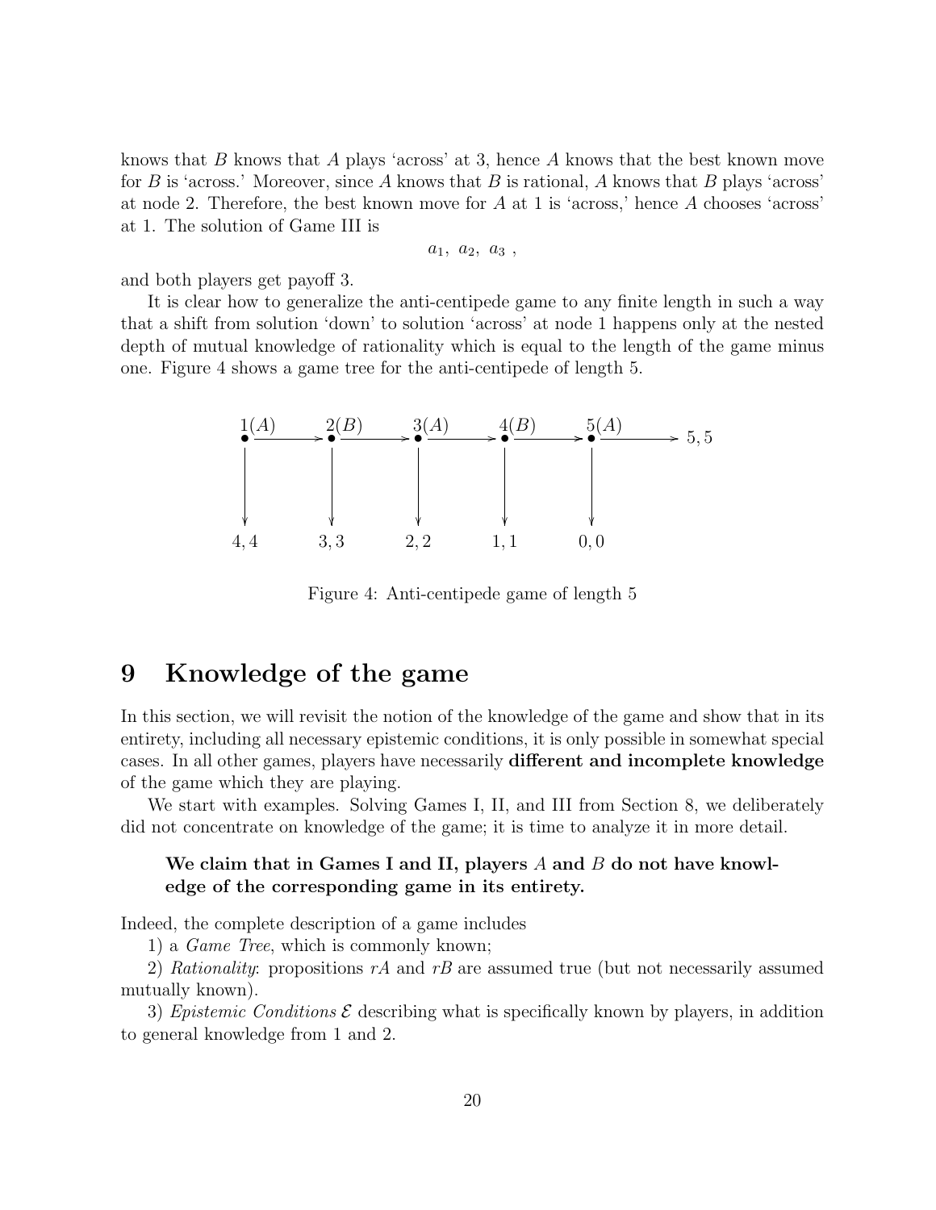knows that $B$ knows that $A$ plays 'across' at 3, hence $A$ knows that the best known move for $B$ is 'across.' Moreover, since $A$ knows that $B$ is rational, $A$ knows that $B$ plays 'across' at node 2. Therefore, the best known move for $A$ at 1 is 'across,' hence $A$ chooses 'across' at 1. The solution of Game III is

$$a_1,\ a_2,\ a_3\ ,$$

and both players get payoff 3.

It is clear how to generalize the anti-centipede game to any finite length in such a way that a shift from solution 'down' to solution 'across' at node 1 happens only at the nested depth of mutual knowledge of rationality which is equal to the length of the game minus one. Figure 4 shows a game tree for the anti-centipede of length 5.

```
1(A)      2(B)      3(A)      4(B)      5(A)
 •-------->•-------->•-------->•-------->•--------> 5, 5
 |         |         |         |         |
 v         v         v         v         v
4, 4      3, 3      2, 2      1, 1      0, 0
```

Figure 4: Anti-centipede game of length 5

# 9 Knowledge of the game

In this section, we will revisit the notion of the knowledge of the game and show that in its entirety, including all necessary epistemic conditions, it is only possible in somewhat special cases. In all other games, players have necessarily **different and incomplete knowledge** of the game which they are playing.

We start with examples. Solving Games I, II, and III from Section 8, we deliberately did not concentrate on knowledge of the game; it is time to analyze it in more detail.

> **We claim that in Games I and II, players $A$ and $B$ do not have knowledge of the corresponding game in its entirety.**

Indeed, the complete description of a game includes

1) a *Game Tree*, which is commonly known;

2) *Rationality*: propositions $rA$ and $rB$ are assumed true (but not necessarily assumed mutually known).

3) *Epistemic Conditions* $\mathcal{E}$ describing what is specifically known by players, in addition to general knowledge from 1 and 2.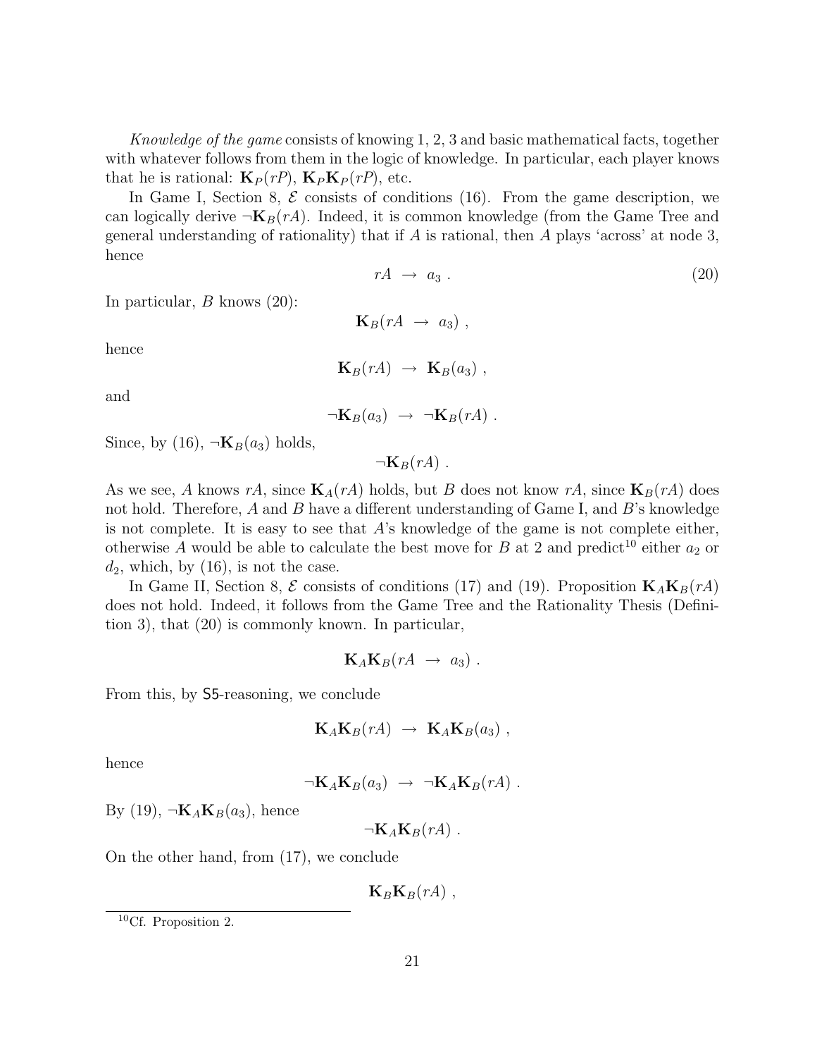*Knowledge of the game* consists of knowing 1, 2, 3 and basic mathematical facts, together with whatever follows from them in the logic of knowledge. In particular, each player knows that he is rational: $\mathbf{K}_P(rP)$, $\mathbf{K}_P\mathbf{K}_P(rP)$, etc.

In Game I, Section 8, $\mathcal{E}$ consists of conditions (16). From the game description, we can logically derive $\neg\mathbf{K}_B(rA)$. Indeed, it is common knowledge (from the Game Tree and general understanding of rationality) that if $A$ is rational, then $A$ plays 'across' at node 3, hence

$$rA \;\rightarrow\; a_3 \; . \tag{20}$$

In particular, $B$ knows (20):

$$\mathbf{K}_B(rA \;\rightarrow\; a_3) \; ,$$

hence

$$\mathbf{K}_B(rA) \;\rightarrow\; \mathbf{K}_B(a_3) \; ,$$

and

$$\neg\mathbf{K}_B(a_3) \;\rightarrow\; \neg\mathbf{K}_B(rA) \; .$$

Since, by (16), $\neg\mathbf{K}_B(a_3)$ holds,

$$\neg\mathbf{K}_B(rA) \; .$$

As we see, $A$ knows $rA$, since $\mathbf{K}_A(rA)$ holds, but $B$ does not know $rA$, since $\mathbf{K}_B(rA)$ does not hold. Therefore, $A$ and $B$ have a different understanding of Game I, and $B$'s knowledge is not complete. It is easy to see that $A$'s knowledge of the game is not complete either, otherwise $A$ would be able to calculate the best move for $B$ at 2 and predict[10] either $a_2$ or $d_2$, which, by (16), is not the case.

In Game II, Section 8, $\mathcal{E}$ consists of conditions (17) and (19). Proposition $\mathbf{K}_A\mathbf{K}_B(rA)$ does not hold. Indeed, it follows from the Game Tree and the Rationality Thesis (Definition 3), that (20) is commonly known. In particular,

$$\mathbf{K}_A\mathbf{K}_B(rA \;\rightarrow\; a_3) \; .$$

From this, by $\mathsf{S5}$-reasoning, we conclude

$$\mathbf{K}_A\mathbf{K}_B(rA) \;\rightarrow\; \mathbf{K}_A\mathbf{K}_B(a_3) \; ,$$

hence

$$\neg\mathbf{K}_A\mathbf{K}_B(a_3) \;\rightarrow\; \neg\mathbf{K}_A\mathbf{K}_B(rA) \; .$$

By (19), $\neg\mathbf{K}_A\mathbf{K}_B(a_3)$, hence

$$\neg\mathbf{K}_A\mathbf{K}_B(rA) \; .$$

On the other hand, from (17), we conclude

$$\mathbf{K}_B\mathbf{K}_B(rA) \; ,$$

[10] Cf. Proposition 2.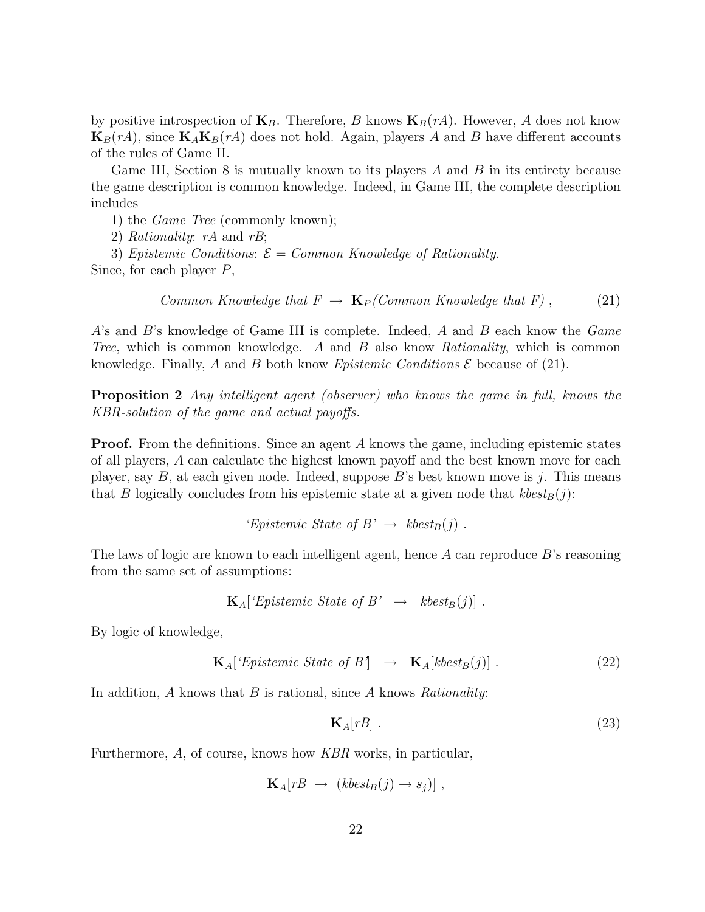by positive introspection of $\mathbf{K}_B$. Therefore, $B$ knows $\mathbf{K}_B(rA)$. However, $A$ does not know $\mathbf{K}_B(rA)$, since $\mathbf{K}_A\mathbf{K}_B(rA)$ does not hold. Again, players $A$ and $B$ have different accounts of the rules of Game II.

Game III, Section 8 is mutually known to its players $A$ and $B$ in its entirety because the game description is common knowledge. Indeed, in Game III, the complete description includes

1) the *Game Tree* (commonly known);

2) *Rationality*: $rA$ and $rB$;

3) *Epistemic Conditions*: $\mathcal{E}$ = *Common Knowledge of Rationality*.

Since, for each player $P$,

$$\textit{Common Knowledge that } F \ \rightarrow\ \mathbf{K}_P(\textit{Common Knowledge that } F)\ , \tag{21}$$

$A$'s and $B$'s knowledge of Game III is complete. Indeed, $A$ and $B$ each know the *Game Tree*, which is common knowledge. $A$ and $B$ also know *Rationality*, which is common knowledge. Finally, $A$ and $B$ both know *Epistemic Conditions* $\mathcal{E}$ because of (21).

**Proposition 2** *Any intelligent agent (observer) who knows the game in full, knows the KBR-solution of the game and actual payoffs.*

**Proof.** From the definitions. Since an agent $A$ knows the game, including epistemic states of all players, $A$ can calculate the highest known payoff and the best known move for each player, say $B$, at each given node. Indeed, suppose $B$'s best known move is $j$. This means that $B$ logically concludes from his epistemic state at a given node that $kbest_B(j)$:

$$\textit{`Epistemic State of B'} \ \rightarrow\ kbest_B(j)\ .$$

The laws of logic are known to each intelligent agent, hence $A$ can reproduce $B$'s reasoning from the same set of assumptions:

$$\mathbf{K}_A[\textit{`Epistemic State of B'} \ \rightarrow\ kbest_B(j)]\ .$$

By logic of knowledge,

$$\mathbf{K}_A[\textit{`Epistemic State of B'}] \ \rightarrow\ \mathbf{K}_A[kbest_B(j)]\ . \tag{22}$$

In addition, $A$ knows that $B$ is rational, since $A$ knows *Rationality*:

$$\mathbf{K}_A[rB]\ . \tag{23}$$

Furthermore, $A$, of course, knows how *KBR* works, in particular,

$$\mathbf{K}_A[rB \ \rightarrow\ (kbest_B(j) \rightarrow s_j)]\ ,$$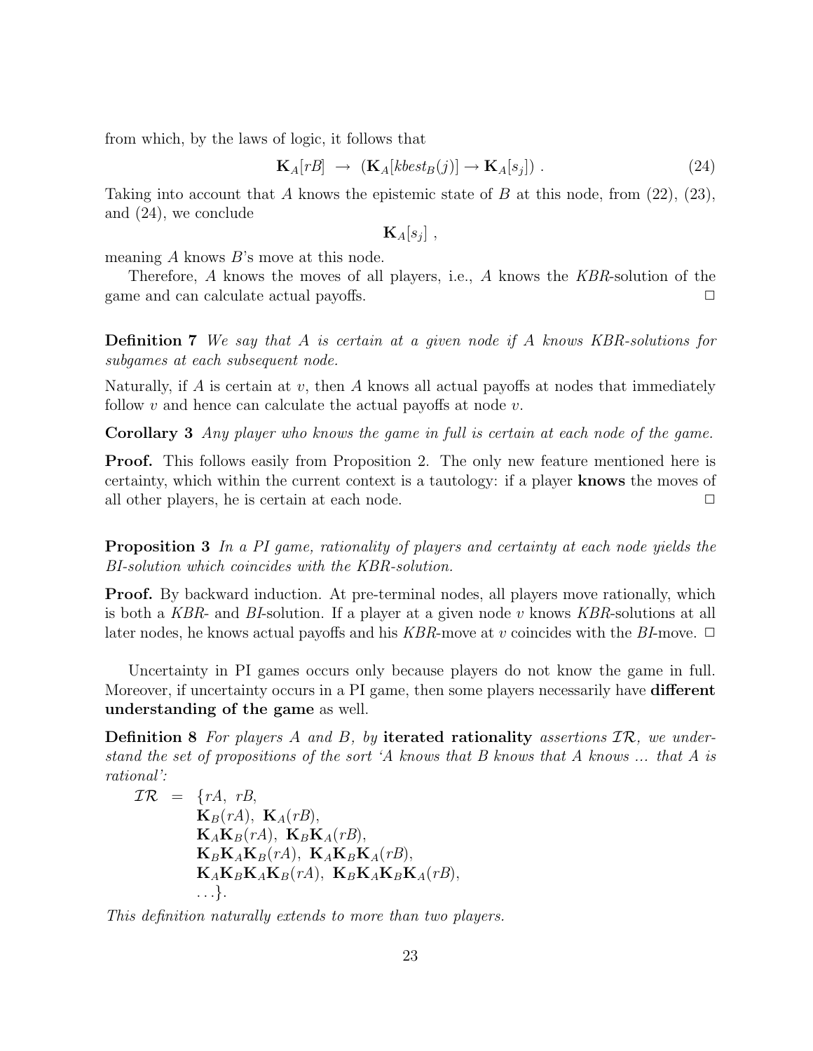from which, by the laws of logic, it follows that

$$\mathbf{K}_A[rB] \;\rightarrow\; (\mathbf{K}_A[kbest_B(j)] \rightarrow \mathbf{K}_A[s_j]) \;. \tag{24}$$

Taking into account that $A$ knows the epistemic state of $B$ at this node, from (22), (23), and (24), we conclude

$$\mathbf{K}_A[s_j] \;,$$

meaning $A$ knows $B$'s move at this node.

Therefore, $A$ knows the moves of all players, i.e., $A$ knows the *KBR*-solution of the game and can calculate actual payoffs. $\Box$

**Definition 7** *We say that A is certain at a given node if A knows KBR-solutions for subgames at each subsequent node.*

Naturally, if $A$ is certain at $v$, then $A$ knows all actual payoffs at nodes that immediately follow $v$ and hence can calculate the actual payoffs at node $v$.

**Corollary 3** *Any player who knows the game in full is certain at each node of the game.*

**Proof.** This follows easily from Proposition 2. The only new feature mentioned here is certainty, which within the current context is a tautology: if a player **knows** the moves of all other players, he is certain at each node. $\Box$

**Proposition 3** *In a PI game, rationality of players and certainty at each node yields the BI-solution which coincides with the KBR-solution.*

**Proof.** By backward induction. At pre-terminal nodes, all players move rationally, which is both a *KBR*- and *BI*-solution. If a player at a given node $v$ knows *KBR*-solutions at all later nodes, he knows actual payoffs and his *KBR*-move at $v$ coincides with the *BI*-move. $\Box$

Uncertainty in PI games occurs only because players do not know the game in full. Moreover, if uncertainty occurs in a PI game, then some players necessarily have **different understanding of the game** as well.

**Definition 8** *For players A and B, by* **iterated rationality** *assertions $\mathcal{IR}$, we understand the set of propositions of the sort 'A knows that B knows that A knows ... that A is rational':*

$$\begin{aligned}
\mathcal{IR} \;=\; \{ & rA,\; rB, \\
& \mathbf{K}_B(rA),\; \mathbf{K}_A(rB), \\
& \mathbf{K}_A\mathbf{K}_B(rA),\; \mathbf{K}_B\mathbf{K}_A(rB), \\
& \mathbf{K}_B\mathbf{K}_A\mathbf{K}_B(rA),\; \mathbf{K}_A\mathbf{K}_B\mathbf{K}_A(rB), \\
& \mathbf{K}_A\mathbf{K}_B\mathbf{K}_A\mathbf{K}_B(rA),\; \mathbf{K}_B\mathbf{K}_A\mathbf{K}_B\mathbf{K}_A(rB), \\
& \ldots\}.
\end{aligned}$$

*This definition naturally extends to more than two players.*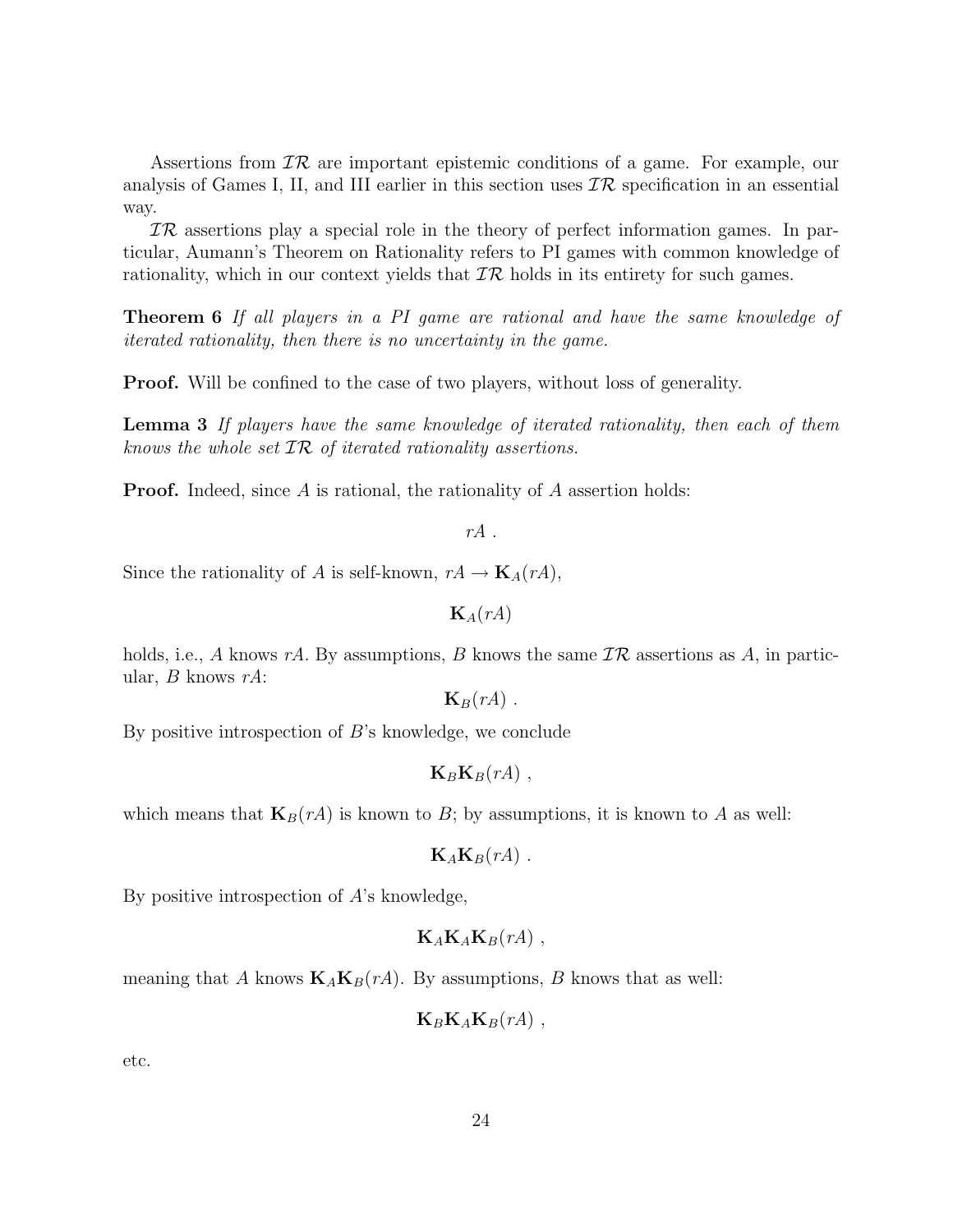Assertions from $\mathcal{IR}$ are important epistemic conditions of a game. For example, our analysis of Games I, II, and III earlier in this section uses $\mathcal{IR}$ specification in an essential way.

$\mathcal{IR}$ assertions play a special role in the theory of perfect information games. In particular, Aumann's Theorem on Rationality refers to PI games with common knowledge of rationality, which in our context yields that $\mathcal{IR}$ holds in its entirety for such games.

**Theorem 6** *If all players in a PI game are rational and have the same knowledge of iterated rationality, then there is no uncertainty in the game.*

**Proof.** Will be confined to the case of two players, without loss of generality.

**Lemma 3** *If players have the same knowledge of iterated rationality, then each of them knows the whole set $\mathcal{IR}$ of iterated rationality assertions.*

**Proof.** Indeed, since $A$ is rational, the rationality of $A$ assertion holds:

$$rA \; .$$

Since the rationality of $A$ is self-known, $rA \rightarrow \mathbf{K}_A(rA)$,

$$\mathbf{K}_A(rA)$$

holds, i.e., $A$ knows $rA$. By assumptions, $B$ knows the same $\mathcal{IR}$ assertions as $A$, in particular, $B$ knows $rA$:

$$\mathbf{K}_B(rA) \; .$$

By positive introspection of $B$'s knowledge, we conclude

$$\mathbf{K}_B\mathbf{K}_B(rA) \; ,$$

which means that $\mathbf{K}_B(rA)$ is known to $B$; by assumptions, it is known to $A$ as well:

$$\mathbf{K}_A\mathbf{K}_B(rA) \; .$$

By positive introspection of $A$'s knowledge,

$$\mathbf{K}_A\mathbf{K}_A\mathbf{K}_B(rA) \; ,$$

meaning that $A$ knows $\mathbf{K}_A\mathbf{K}_B(rA)$. By assumptions, $B$ knows that as well:

$$\mathbf{K}_B\mathbf{K}_A\mathbf{K}_B(rA) \; ,$$

etc.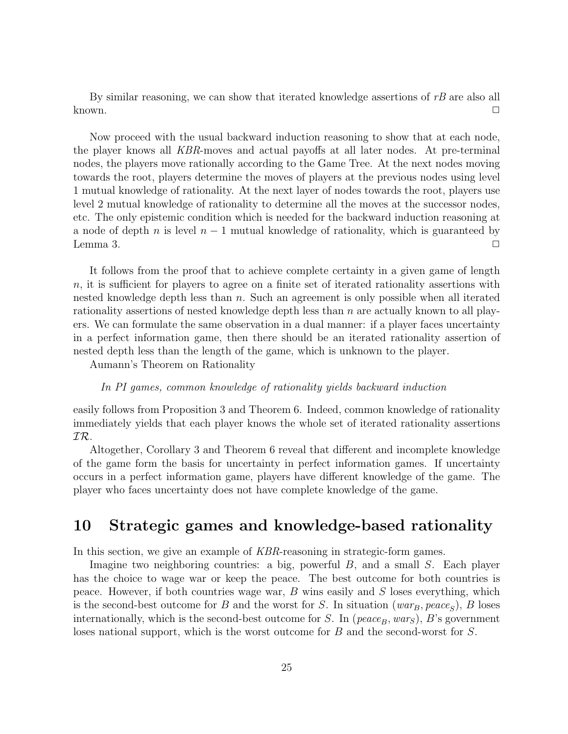By similar reasoning, we can show that iterated knowledge assertions of $rB$ are also all known. □

Now proceed with the usual backward induction reasoning to show that at each node, the player knows all *KBR*-moves and actual payoffs at all later nodes. At pre-terminal nodes, the players move rationally according to the Game Tree. At the next nodes moving towards the root, players determine the moves of players at the previous nodes using level 1 mutual knowledge of rationality. At the next layer of nodes towards the root, players use level 2 mutual knowledge of rationality to determine all the moves at the successor nodes, etc. The only epistemic condition which is needed for the backward induction reasoning at a node of depth $n$ is level $n-1$ mutual knowledge of rationality, which is guaranteed by Lemma 3. □

It follows from the proof that to achieve complete certainty in a given game of length $n$, it is sufficient for players to agree on a finite set of iterated rationality assertions with nested knowledge depth less than $n$. Such an agreement is only possible when all iterated rationality assertions of nested knowledge depth less than $n$ are actually known to all players. We can formulate the same observation in a dual manner: if a player faces uncertainty in a perfect information game, then there should be an iterated rationality assertion of nested depth less than the length of the game, which is unknown to the player.

Aumann's Theorem on Rationality

*In PI games, common knowledge of rationality yields backward induction*

easily follows from Proposition 3 and Theorem 6. Indeed, common knowledge of rationality immediately yields that each player knows the whole set of iterated rationality assertions $\mathcal{IR}$.

Altogether, Corollary 3 and Theorem 6 reveal that different and incomplete knowledge of the game form the basis for uncertainty in perfect information games. If uncertainty occurs in a perfect information game, players have different knowledge of the game. The player who faces uncertainty does not have complete knowledge of the game.

## 10 Strategic games and knowledge-based rationality

In this section, we give an example of *KBR*-reasoning in strategic-form games.

Imagine two neighboring countries: a big, powerful $B$, and a small $S$. Each player has the choice to wage war or keep the peace. The best outcome for both countries is peace. However, if both countries wage war, $B$ wins easily and $S$ loses everything, which is the second-best outcome for $B$ and the worst for $S$. In situation $(war_B, peace_S)$, $B$ loses internationally, which is the second-best outcome for $S$. In $(peace_B, war_S)$, $B$'s government loses national support, which is the worst outcome for $B$ and the second-worst for $S$.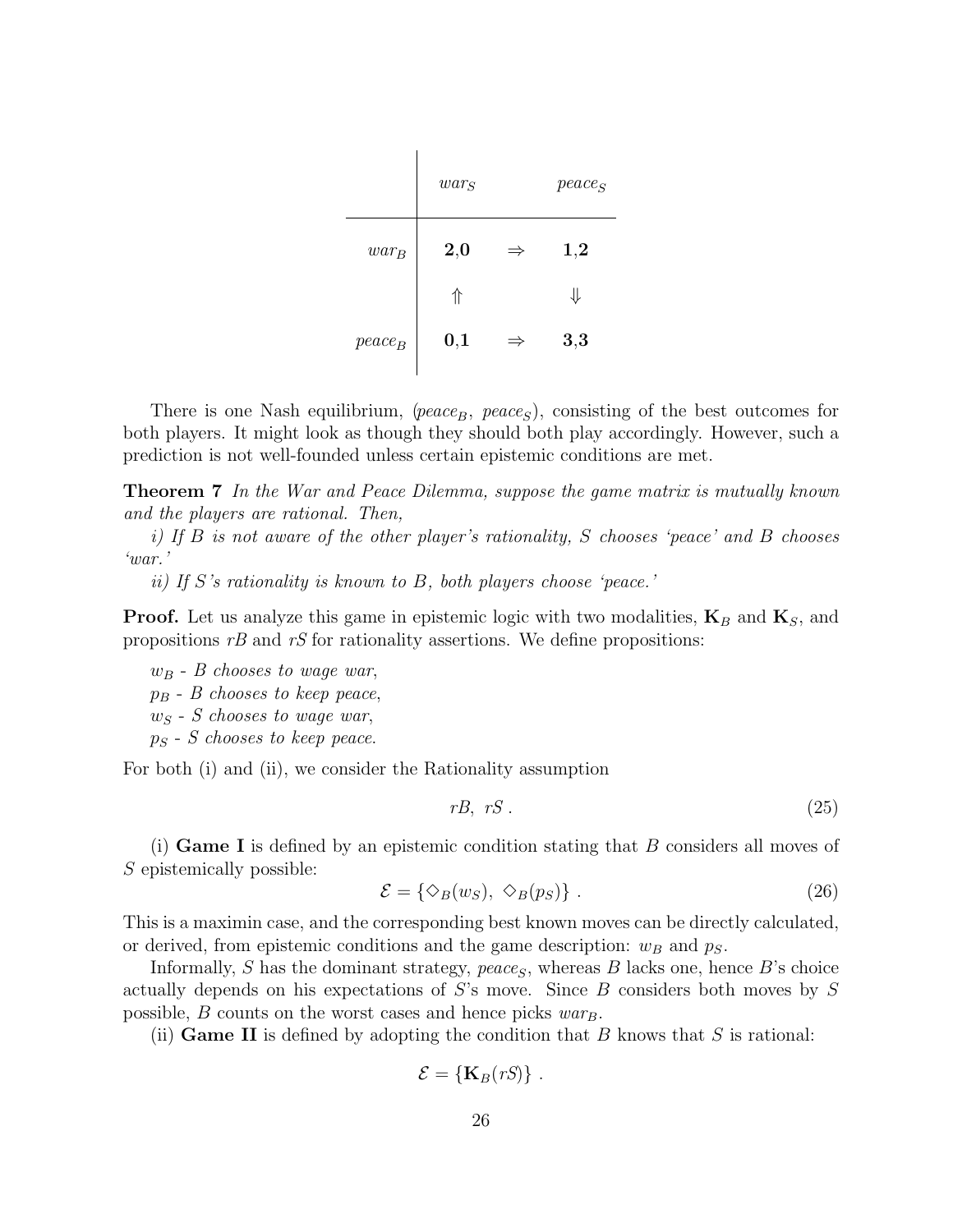|  | $war_S$ |  | $peace_S$ |
|---|---|---|---|
| $war_B$ | **2**,0 | $\Rightarrow$ | **1**,**2** |
|  | $\Uparrow$ |  | $\Downarrow$ |
| $peace_B$ | **0**,**1** | $\Rightarrow$ | **3**,**3** |

There is one Nash equilibrium, ($peace_B$, $peace_S$), consisting of the best outcomes for both players. It might look as though they should both play accordingly. However, such a prediction is not well-founded unless certain epistemic conditions are met.

**Theorem 7** *In the War and Peace Dilemma, suppose the game matrix is mutually known and the players are rational. Then,*

*i) If B is not aware of the other player's rationality, S chooses 'peace' and B chooses 'war.'*

*ii) If S's rationality is known to B, both players choose 'peace.'*

**Proof.** Let us analyze this game in epistemic logic with two modalities, $\mathbf{K}_B$ and $\mathbf{K}_S$, and propositions $rB$ and $rS$ for rationality assertions. We define propositions:

$w_B$ - *B chooses to wage war*,
$p_B$ - *B chooses to keep peace*,
$w_S$ - *S chooses to wage war*,
$p_S$ - *S chooses to keep peace*.

For both (i) and (ii), we consider the Rationality assumption

$$rB,\ rS\ . \tag{25}$$

(i) **Game I** is defined by an epistemic condition stating that $B$ considers all moves of $S$ epistemically possible:

$$\mathcal{E} = \{\Diamond_B(w_S),\ \Diamond_B(p_S)\}\ . \tag{26}$$

This is a maximin case, and the corresponding best known moves can be directly calculated, or derived, from epistemic conditions and the game description: $w_B$ and $p_S$.

Informally, $S$ has the dominant strategy, $peace_S$, whereas $B$ lacks one, hence $B$'s choice actually depends on his expectations of $S$'s move. Since $B$ considers both moves by $S$ possible, $B$ counts on the worst cases and hence picks $war_B$.

(ii) **Game II** is defined by adopting the condition that $B$ knows that $S$ is rational:

$$\mathcal{E} = \{\mathbf{K}_B(rS)\}\ .$$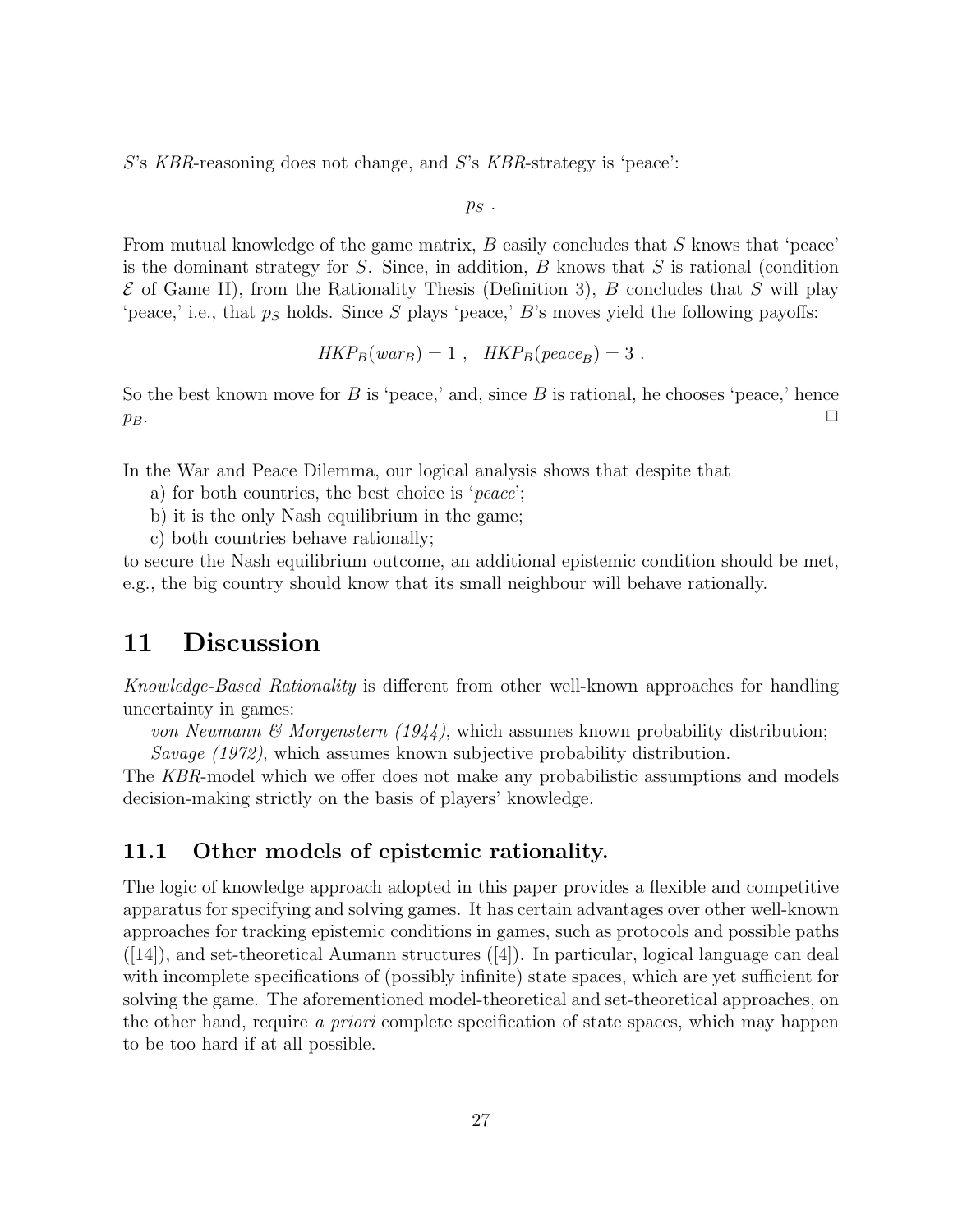$S$'s *KBR*-reasoning does not change, and $S$'s *KBR*-strategy is 'peace':

$$p_S \ .$$

From mutual knowledge of the game matrix, $B$ easily concludes that $S$ knows that 'peace' is the dominant strategy for $S$. Since, in addition, $B$ knows that $S$ is rational (condition $\mathcal{E}$ of Game II), from the Rationality Thesis (Definition 3), $B$ concludes that $S$ will play 'peace,' i.e., that $p_S$ holds. Since $S$ plays 'peace,' $B$'s moves yield the following payoffs:

$$HKP_B(war_B) = 1 \ , \quad HKP_B(peace_B) = 3 \ .$$

So the best known move for $B$ is 'peace,' and, since $B$ is rational, he chooses 'peace,' hence $p_B$. □

In the War and Peace Dilemma, our logical analysis shows that despite that

a) for both countries, the best choice is '*peace*';

b) it is the only Nash equilibrium in the game;

c) both countries behave rationally;

to secure the Nash equilibrium outcome, an additional epistemic condition should be met, e.g., the big country should know that its small neighbour will behave rationally.

# 11 Discussion

*Knowledge-Based Rationality* is different from other well-known approaches for handling uncertainty in games:

*von Neumann & Morgenstern (1944)*, which assumes known probability distribution;

*Savage (1972)*, which assumes known subjective probability distribution.

The *KBR*-model which we offer does not make any probabilistic assumptions and models decision-making strictly on the basis of players' knowledge.

## 11.1 Other models of epistemic rationality.

The logic of knowledge approach adopted in this paper provides a flexible and competitive apparatus for specifying and solving games. It has certain advantages over other well-known approaches for tracking epistemic conditions in games, such as protocols and possible paths ([14]), and set-theoretical Aumann structures ([4]). In particular, logical language can deal with incomplete specifications of (possibly infinite) state spaces, which are yet sufficient for solving the game. The aforementioned model-theoretical and set-theoretical approaches, on the other hand, require *a priori* complete specification of state spaces, which may happen to be too hard if at all possible.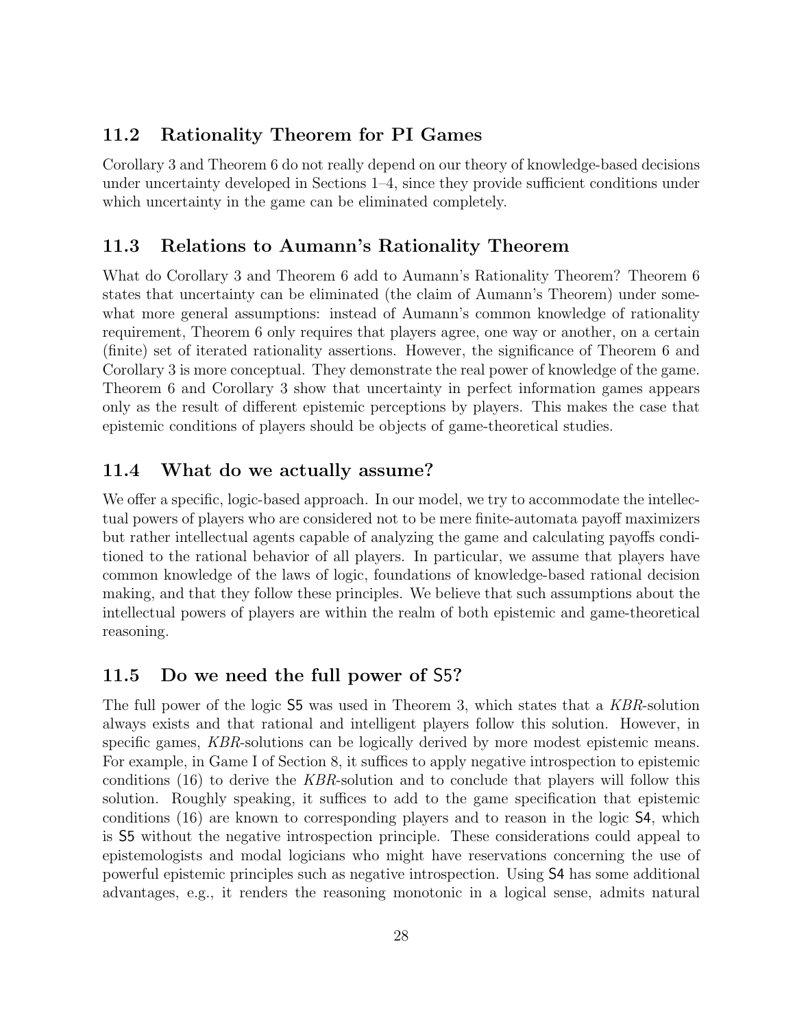### 11.2 Rationality Theorem for PI Games

Corollary 3 and Theorem 6 do not really depend on our theory of knowledge-based decisions under uncertainty developed in Sections 1–4, since they provide sufficient conditions under which uncertainty in the game can be eliminated completely.

### 11.3 Relations to Aumann's Rationality Theorem

What do Corollary 3 and Theorem 6 add to Aumann's Rationality Theorem? Theorem 6 states that uncertainty can be eliminated (the claim of Aumann's Theorem) under somewhat more general assumptions: instead of Aumann's common knowledge of rationality requirement, Theorem 6 only requires that players agree, one way or another, on a certain (finite) set of iterated rationality assertions. However, the significance of Theorem 6 and Corollary 3 is more conceptual. They demonstrate the real power of knowledge of the game. Theorem 6 and Corollary 3 show that uncertainty in perfect information games appears only as the result of different epistemic perceptions by players. This makes the case that epistemic conditions of players should be objects of game-theoretical studies.

### 11.4 What do we actually assume?

We offer a specific, logic-based approach. In our model, we try to accommodate the intellectual powers of players who are considered not to be mere finite-automata payoff maximizers but rather intellectual agents capable of analyzing the game and calculating payoffs conditioned to the rational behavior of all players. In particular, we assume that players have common knowledge of the laws of logic, foundations of knowledge-based rational decision making, and that they follow these principles. We believe that such assumptions about the intellectual powers of players are within the realm of both epistemic and game-theoretical reasoning.

### 11.5 Do we need the full power of S5?

The full power of the logic S5 was used in Theorem 3, which states that a *KBR*-solution always exists and that rational and intelligent players follow this solution. However, in specific games, *KBR*-solutions can be logically derived by more modest epistemic means. For example, in Game I of Section 8, it suffices to apply negative introspection to epistemic conditions (16) to derive the *KBR*-solution and to conclude that players will follow this solution. Roughly speaking, it suffices to add to the game specification that epistemic conditions (16) are known to corresponding players and to reason in the logic S4, which is S5 without the negative introspection principle. These considerations could appeal to epistemologists and modal logicians who might have reservations concerning the use of powerful epistemic principles such as negative introspection. Using S4 has some additional advantages, e.g., it renders the reasoning monotonic in a logical sense, admits natural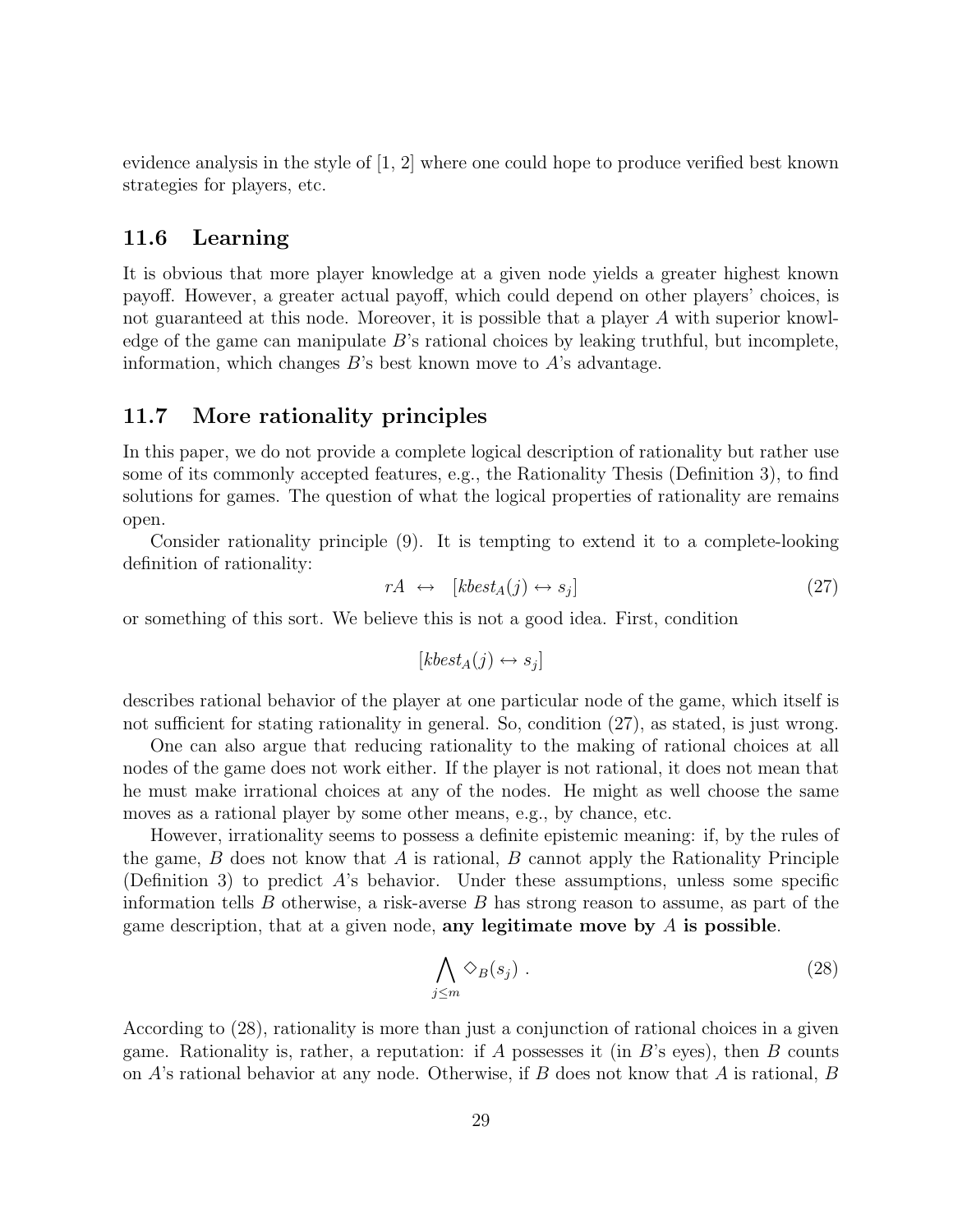evidence analysis in the style of [1, 2] where one could hope to produce verified best known strategies for players, etc.

## 11.6 Learning

It is obvious that more player knowledge at a given node yields a greater highest known payoff. However, a greater actual payoff, which could depend on other players' choices, is not guaranteed at this node. Moreover, it is possible that a player $A$ with superior knowledge of the game can manipulate $B$'s rational choices by leaking truthful, but incomplete, information, which changes $B$'s best known move to $A$'s advantage.

## 11.7 More rationality principles

In this paper, we do not provide a complete logical description of rationality but rather use some of its commonly accepted features, e.g., the Rationality Thesis (Definition 3), to find solutions for games. The question of what the logical properties of rationality are remains open.

Consider rationality principle (9). It is tempting to extend it to a complete-looking definition of rationality:

$$rA \;\leftrightarrow\; [kbest_A(j) \leftrightarrow s_j] \tag{27}$$

or something of this sort. We believe this is not a good idea. First, condition

$$[kbest_A(j) \leftrightarrow s_j]$$

describes rational behavior of the player at one particular node of the game, which itself is not sufficient for stating rationality in general. So, condition (27), as stated, is just wrong.

One can also argue that reducing rationality to the making of rational choices at all nodes of the game does not work either. If the player is not rational, it does not mean that he must make irrational choices at any of the nodes. He might as well choose the same moves as a rational player by some other means, e.g., by chance, etc.

However, irrationality seems to possess a definite epistemic meaning: if, by the rules of the game, $B$ does not know that $A$ is rational, $B$ cannot apply the Rationality Principle (Definition 3) to predict $A$'s behavior. Under these assumptions, unless some specific information tells $B$ otherwise, a risk-averse $B$ has strong reason to assume, as part of the game description, that at a given node, **any legitimate move by $A$ is possible**.

$$\bigwedge_{j \leq m} \Diamond_B(s_j) \; . \tag{28}$$

According to (28), rationality is more than just a conjunction of rational choices in a given game. Rationality is, rather, a reputation: if $A$ possesses it (in $B$'s eyes), then $B$ counts on $A$'s rational behavior at any node. Otherwise, if $B$ does not know that $A$ is rational, $B$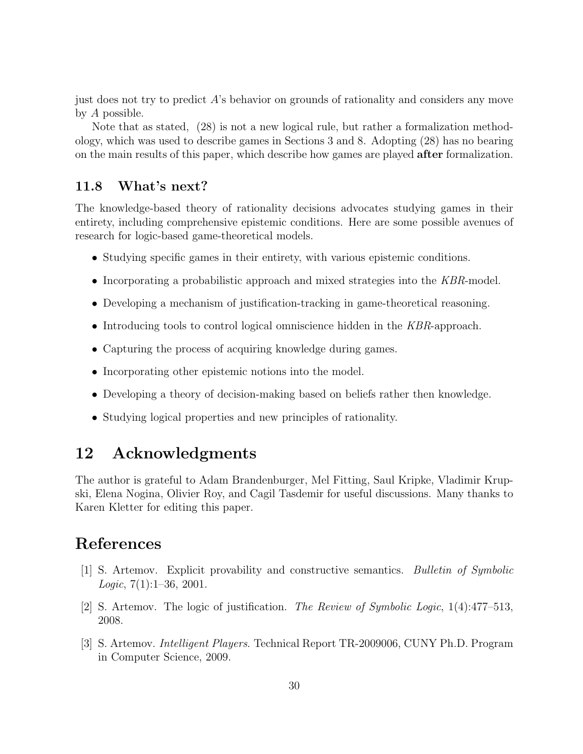just does not try to predict $A$'s behavior on grounds of rationality and considers any move by $A$ possible.

Note that as stated, (28) is not a new logical rule, but rather a formalization methodology, which was used to describe games in Sections 3 and 8. Adopting (28) has no bearing on the main results of this paper, which describe how games are played **after** formalization.

### 11.8 What's next?

The knowledge-based theory of rationality decisions advocates studying games in their entirety, including comprehensive epistemic conditions. Here are some possible avenues of research for logic-based game-theoretical models.

- Studying specific games in their entirety, with various epistemic conditions.
- Incorporating a probabilistic approach and mixed strategies into the *KBR*-model.
- Developing a mechanism of justification-tracking in game-theoretical reasoning.
- Introducing tools to control logical omniscience hidden in the *KBR*-approach.
- Capturing the process of acquiring knowledge during games.
- Incorporating other epistemic notions into the model.
- Developing a theory of decision-making based on beliefs rather then knowledge.
- Studying logical properties and new principles of rationality.

## 12 Acknowledgments

The author is grateful to Adam Brandenburger, Mel Fitting, Saul Kripke, Vladimir Krupski, Elena Nogina, Olivier Roy, and Cagil Tasdemir for useful discussions. Many thanks to Karen Kletter for editing this paper.

## References

[1] S. Artemov. Explicit provability and constructive semantics. *Bulletin of Symbolic Logic*, 7(1):1–36, 2001.

[2] S. Artemov. The logic of justification. *The Review of Symbolic Logic*, 1(4):477–513, 2008.

[3] S. Artemov. *Intelligent Players*. Technical Report TR-2009006, CUNY Ph.D. Program in Computer Science, 2009.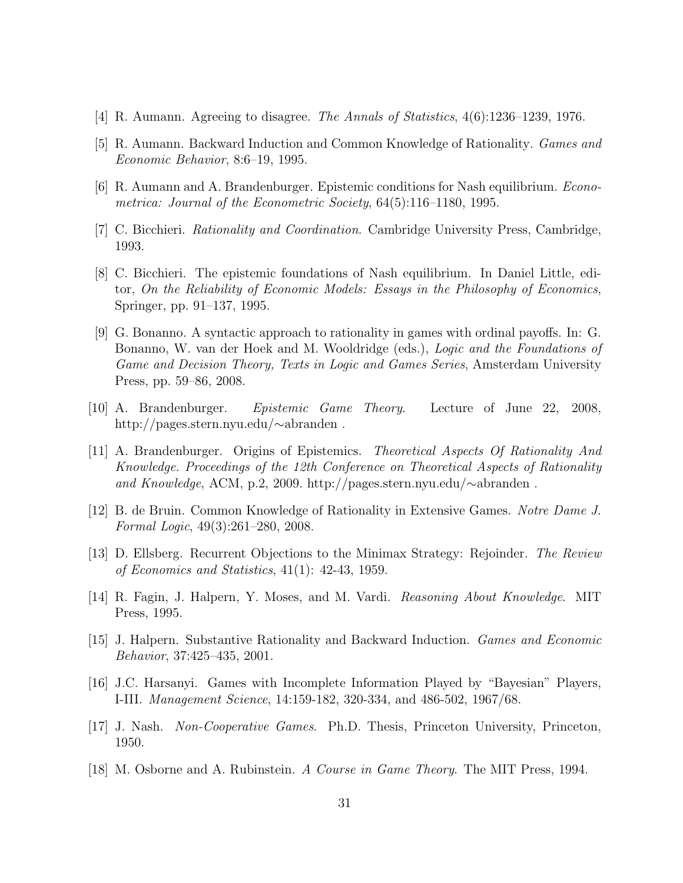[4] R. Aumann. Agreeing to disagree. *The Annals of Statistics*, 4(6):1236–1239, 1976.

[5] R. Aumann. Backward Induction and Common Knowledge of Rationality. *Games and Economic Behavior*, 8:6–19, 1995.

[6] R. Aumann and A. Brandenburger. Epistemic conditions for Nash equilibrium. *Econometrica: Journal of the Econometric Society*, 64(5):116–1180, 1995.

[7] C. Bicchieri. *Rationality and Coordination*. Cambridge University Press, Cambridge, 1993.

[8] C. Bicchieri. The epistemic foundations of Nash equilibrium. In Daniel Little, editor, *On the Reliability of Economic Models: Essays in the Philosophy of Economics*, Springer, pp. 91–137, 1995.

[9] G. Bonanno. A syntactic approach to rationality in games with ordinal payoffs. In: G. Bonanno, W. van der Hoek and M. Wooldridge (eds.), *Logic and the Foundations of Game and Decision Theory, Texts in Logic and Games Series*, Amsterdam University Press, pp. 59–86, 2008.

[10] A. Brandenburger. *Epistemic Game Theory*. Lecture of June 22, 2008, http://pages.stern.nyu.edu/∼abranden .

[11] A. Brandenburger. Origins of Epistemics. *Theoretical Aspects Of Rationality And Knowledge. Proceedings of the 12th Conference on Theoretical Aspects of Rationality and Knowledge*, ACM, p.2, 2009. http://pages.stern.nyu.edu/∼abranden .

[12] B. de Bruin. Common Knowledge of Rationality in Extensive Games. *Notre Dame J. Formal Logic*, 49(3):261–280, 2008.

[13] D. Ellsberg. Recurrent Objections to the Minimax Strategy: Rejoinder. *The Review of Economics and Statistics*, 41(1): 42-43, 1959.

[14] R. Fagin, J. Halpern, Y. Moses, and M. Vardi. *Reasoning About Knowledge*. MIT Press, 1995.

[15] J. Halpern. Substantive Rationality and Backward Induction. *Games and Economic Behavior*, 37:425–435, 2001.

[16] J.C. Harsanyi. Games with Incomplete Information Played by "Bayesian" Players, I-III. *Management Science*, 14:159-182, 320-334, and 486-502, 1967/68.

[17] J. Nash. *Non-Cooperative Games*. Ph.D. Thesis, Princeton University, Princeton, 1950.

[18] M. Osborne and A. Rubinstein. *A Course in Game Theory*. The MIT Press, 1994.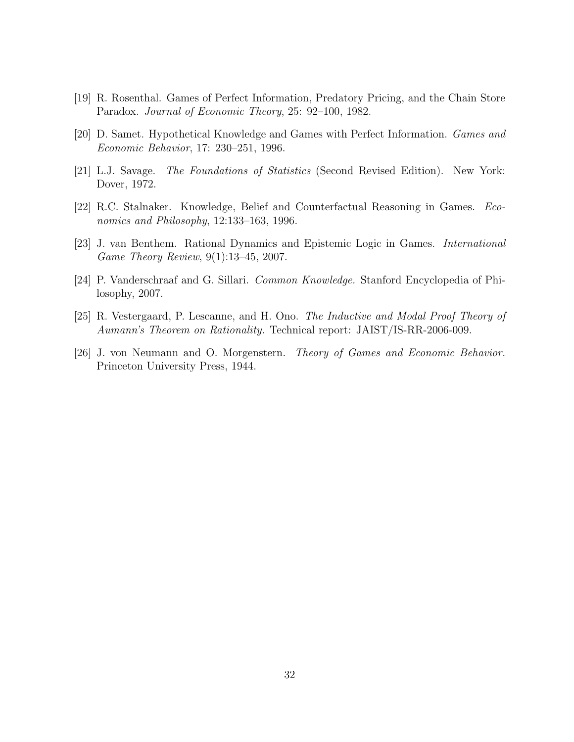[19] R. Rosenthal. Games of Perfect Information, Predatory Pricing, and the Chain Store Paradox. *Journal of Economic Theory*, 25: 92–100, 1982.

[20] D. Samet. Hypothetical Knowledge and Games with Perfect Information. *Games and Economic Behavior*, 17: 230–251, 1996.

[21] L.J. Savage. *The Foundations of Statistics* (Second Revised Edition). New York: Dover, 1972.

[22] R.C. Stalnaker. Knowledge, Belief and Counterfactual Reasoning in Games. *Economics and Philosophy*, 12:133–163, 1996.

[23] J. van Benthem. Rational Dynamics and Epistemic Logic in Games. *International Game Theory Review*, 9(1):13–45, 2007.

[24] P. Vanderschraaf and G. Sillari. *Common Knowledge.* Stanford Encyclopedia of Philosophy, 2007.

[25] R. Vestergaard, P. Lescanne, and H. Ono. *The Inductive and Modal Proof Theory of Aumann's Theorem on Rationality.* Technical report: JAIST/IS-RR-2006-009.

[26] J. von Neumann and O. Morgenstern. *Theory of Games and Economic Behavior.* Princeton University Press, 1944.